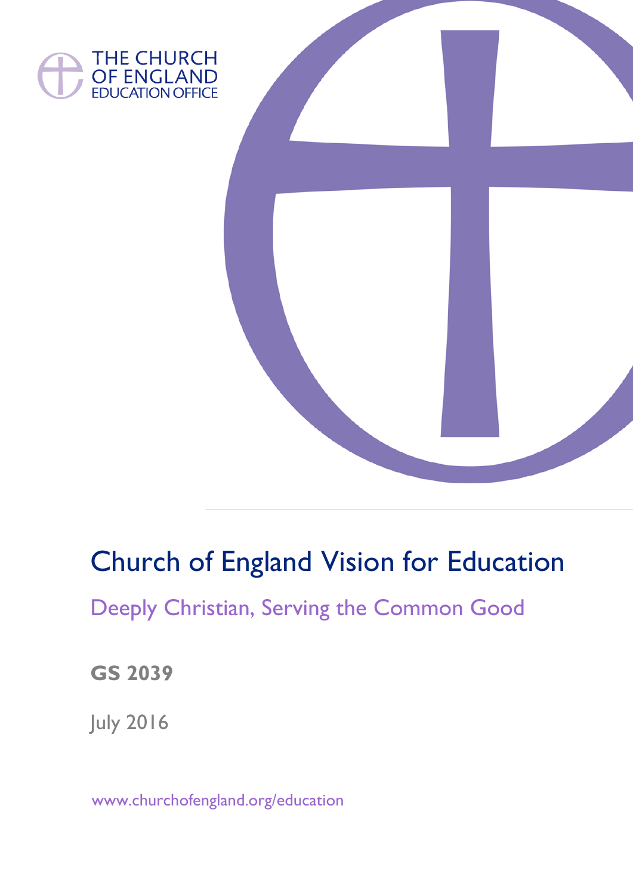THE CHURCH OF ENGLAND EDUCATION OFFICE

# Church of England Vision for Education

## Deeply Christian, Serving the Common Good

**GS 2039**

July 2016

www.churchofengland.org/education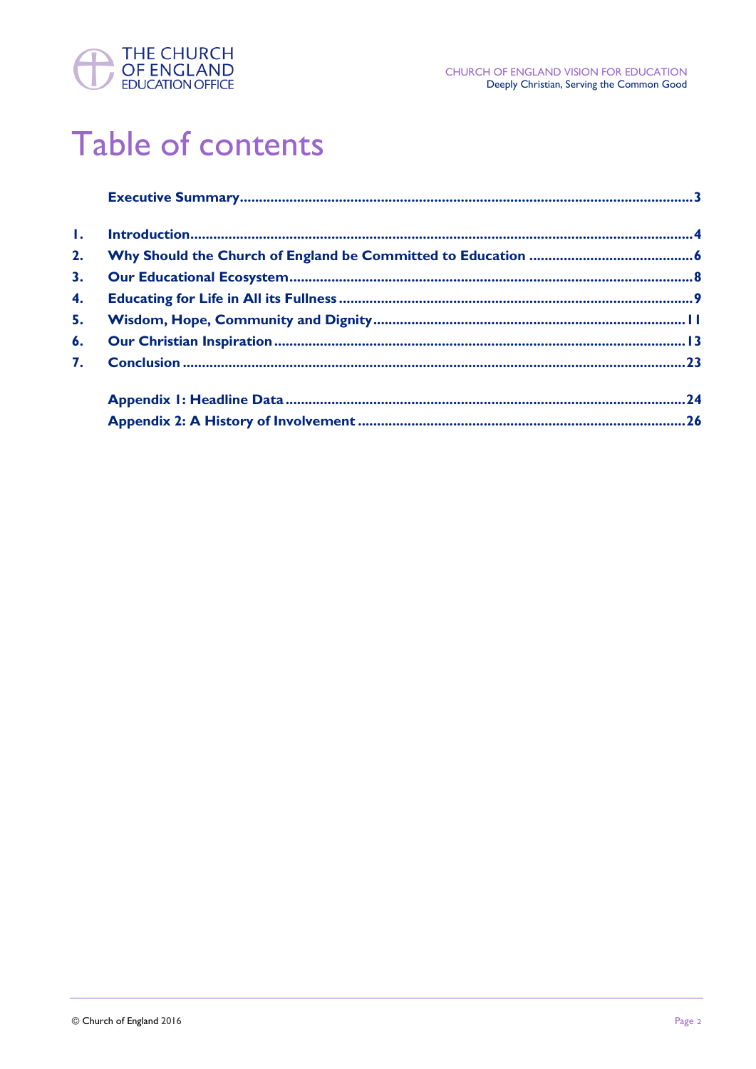# Table of contents

| | | |
|---|---|---|
| | **Executive Summary** | **3** |
| **1.** | **Introduction** | **4** |
| **2.** | **Why Should the Church of England be Committed to Education** | **6** |
| **3.** | **Our Educational Ecosystem** | **8** |
| **4.** | **Educating for Life in All its Fullness** | **9** |
| **5.** | **Wisdom, Hope, Community and Dignity** | **11** |
| **6.** | **Our Christian Inspiration** | **13** |
| **7.** | **Conclusion** | **23** |
| | **Appendix 1: Headline Data** | **24** |
| | **Appendix 2: A History of Involvement** | **26** |

© Church of England 2016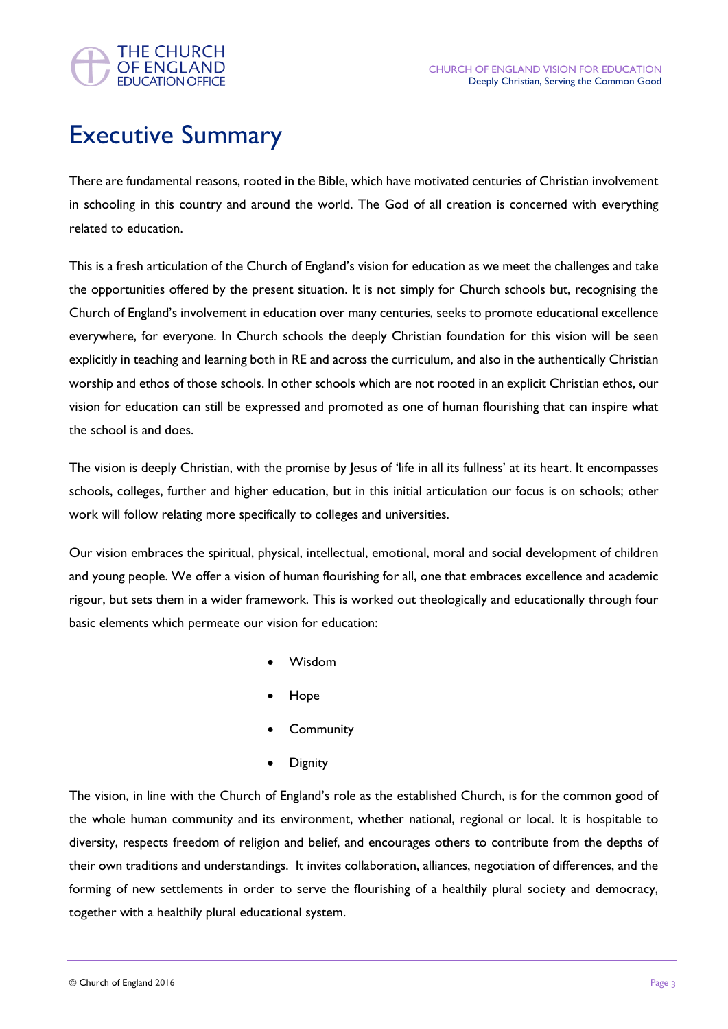# Executive Summary

There are fundamental reasons, rooted in the Bible, which have motivated centuries of Christian involvement in schooling in this country and around the world. The God of all creation is concerned with everything related to education.

This is a fresh articulation of the Church of England's vision for education as we meet the challenges and take the opportunities offered by the present situation. It is not simply for Church schools but, recognising the Church of England's involvement in education over many centuries, seeks to promote educational excellence everywhere, for everyone. In Church schools the deeply Christian foundation for this vision will be seen explicitly in teaching and learning both in RE and across the curriculum, and also in the authentically Christian worship and ethos of those schools. In other schools which are not rooted in an explicit Christian ethos, our vision for education can still be expressed and promoted as one of human flourishing that can inspire what the school is and does.

The vision is deeply Christian, with the promise by Jesus of 'life in all its fullness' at its heart. It encompasses schools, colleges, further and higher education, but in this initial articulation our focus is on schools; other work will follow relating more specifically to colleges and universities.

Our vision embraces the spiritual, physical, intellectual, emotional, moral and social development of children and young people. We offer a vision of human flourishing for all, one that embraces excellence and academic rigour, but sets them in a wider framework. This is worked out theologically and educationally through four basic elements which permeate our vision for education:

- Wisdom
- Hope
- Community
- Dignity

The vision, in line with the Church of England's role as the established Church, is for the common good of the whole human community and its environment, whether national, regional or local. It is hospitable to diversity, respects freedom of religion and belief, and encourages others to contribute from the depths of their own traditions and understandings. It invites collaboration, alliances, negotiation of differences, and the forming of new settlements in order to serve the flourishing of a healthily plural society and democracy, together with a healthily plural educational system.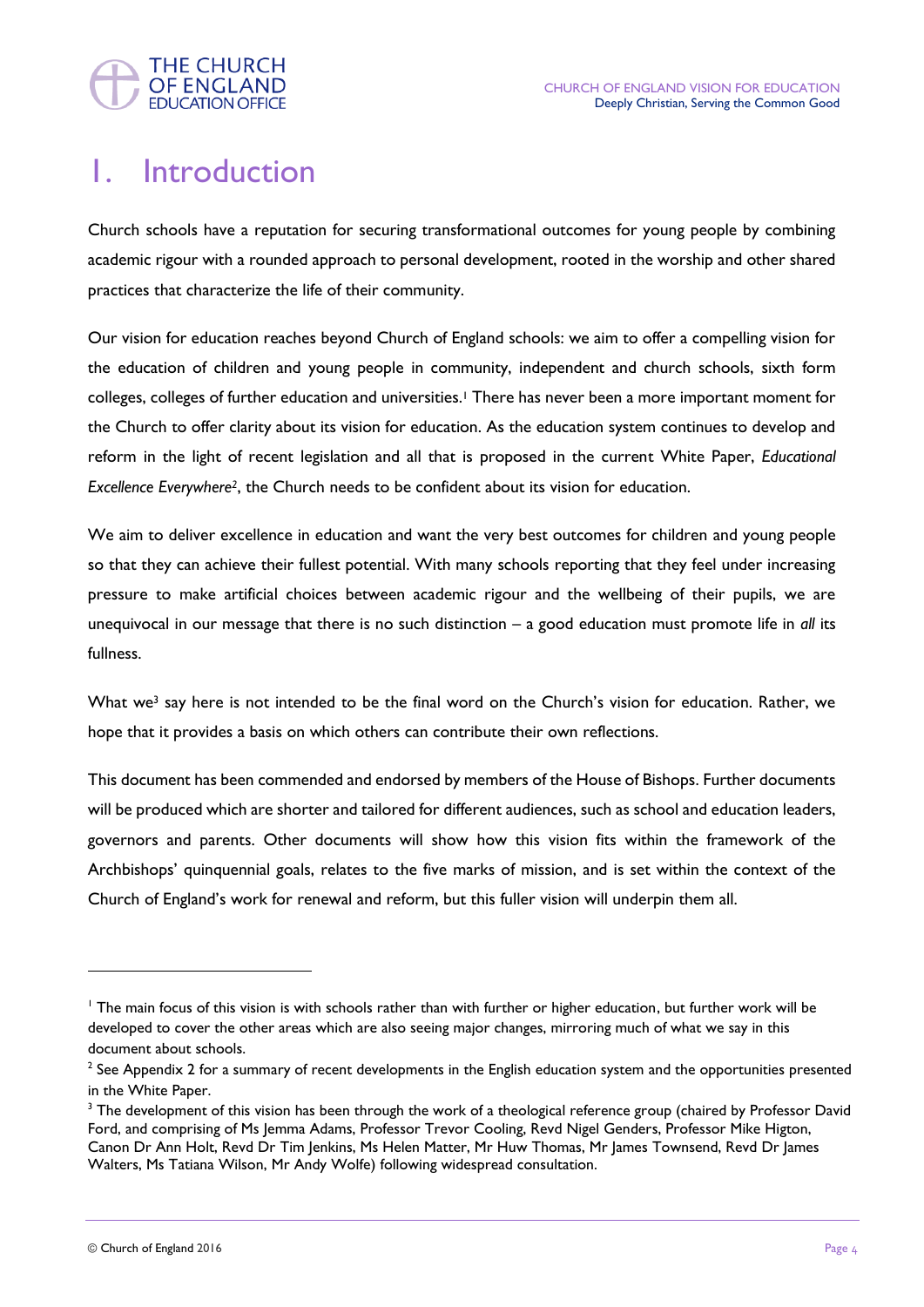# 1. Introduction

Church schools have a reputation for securing transformational outcomes for young people by combining academic rigour with a rounded approach to personal development, rooted in the worship and other shared practices that characterize the life of their community.

Our vision for education reaches beyond Church of England schools: we aim to offer a compelling vision for the education of children and young people in community, independent and church schools, sixth form colleges, colleges of further education and universities.[1] There has never been a more important moment for the Church to offer clarity about its vision for education. As the education system continues to develop and reform in the light of recent legislation and all that is proposed in the current White Paper, *Educational Excellence Everywhere*[2], the Church needs to be confident about its vision for education.

We aim to deliver excellence in education and want the very best outcomes for children and young people so that they can achieve their fullest potential. With many schools reporting that they feel under increasing pressure to make artificial choices between academic rigour and the wellbeing of their pupils, we are unequivocal in our message that there is no such distinction – a good education must promote life in *all* its fullness.

What we[3] say here is not intended to be the final word on the Church's vision for education. Rather, we hope that it provides a basis on which others can contribute their own reflections.

This document has been commended and endorsed by members of the House of Bishops. Further documents will be produced which are shorter and tailored for different audiences, such as school and education leaders, governors and parents. Other documents will show how this vision fits within the framework of the Archbishops' quinquennial goals, relates to the five marks of mission, and is set within the context of the Church of England's work for renewal and reform, but this fuller vision will underpin them all.

---

[1] The main focus of this vision is with schools rather than with further or higher education, but further work will be developed to cover the other areas which are also seeing major changes, mirroring much of what we say in this document about schools.

[2] See Appendix 2 for a summary of recent developments in the English education system and the opportunities presented in the White Paper.

[3] The development of this vision has been through the work of a theological reference group (chaired by Professor David Ford, and comprising of Ms Jemma Adams, Professor Trevor Cooling, Revd Nigel Genders, Professor Mike Higton, Canon Dr Ann Holt, Revd Dr Tim Jenkins, Ms Helen Matter, Mr Huw Thomas, Mr James Townsend, Revd Dr James Walters, Ms Tatiana Wilson, Mr Andy Wolfe) following widespread consultation.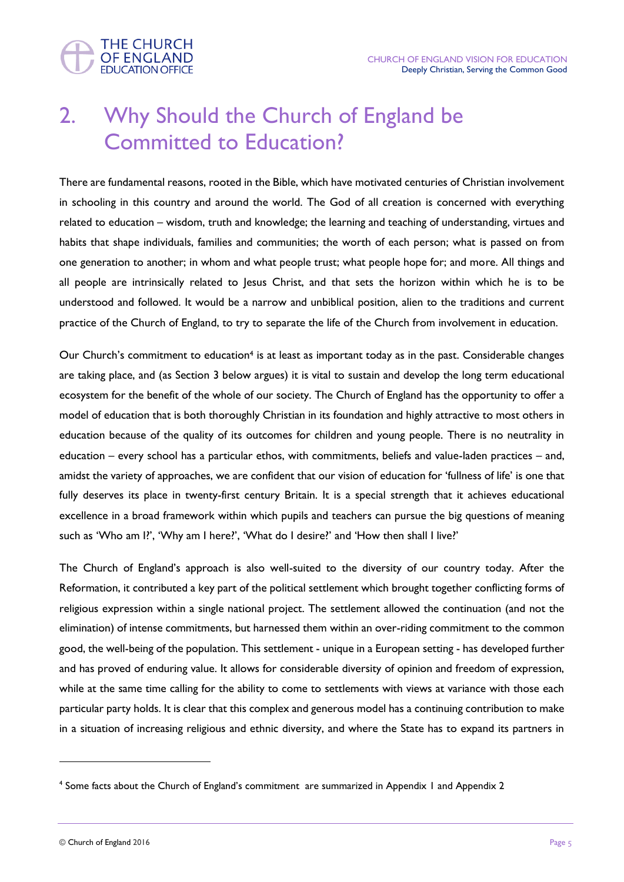## 2. Why Should the Church of England be Committed to Education?

There are fundamental reasons, rooted in the Bible, which have motivated centuries of Christian involvement in schooling in this country and around the world. The God of all creation is concerned with everything related to education – wisdom, truth and knowledge; the learning and teaching of understanding, virtues and habits that shape individuals, families and communities; the worth of each person; what is passed on from one generation to another; in whom and what people trust; what people hope for; and more. All things and all people are intrinsically related to Jesus Christ, and that sets the horizon within which he is to be understood and followed. It would be a narrow and unbiblical position, alien to the traditions and current practice of the Church of England, to try to separate the life of the Church from involvement in education.

Our Church's commitment to education[4] is at least as important today as in the past. Considerable changes are taking place, and (as Section 3 below argues) it is vital to sustain and develop the long term educational ecosystem for the benefit of the whole of our society. The Church of England has the opportunity to offer a model of education that is both thoroughly Christian in its foundation and highly attractive to most others in education because of the quality of its outcomes for children and young people. There is no neutrality in education – every school has a particular ethos, with commitments, beliefs and value-laden practices – and, amidst the variety of approaches, we are confident that our vision of education for 'fullness of life' is one that fully deserves its place in twenty-first century Britain. It is a special strength that it achieves educational excellence in a broad framework within which pupils and teachers can pursue the big questions of meaning such as 'Who am I?', 'Why am I here?', 'What do I desire?' and 'How then shall I live?'

The Church of England's approach is also well-suited to the diversity of our country today. After the Reformation, it contributed a key part of the political settlement which brought together conflicting forms of religious expression within a single national project. The settlement allowed the continuation (and not the elimination) of intense commitments, but harnessed them within an over-riding commitment to the common good, the well-being of the population. This settlement - unique in a European setting - has developed further and has proved of enduring value. It allows for considerable diversity of opinion and freedom of expression, while at the same time calling for the ability to come to settlements with views at variance with those each particular party holds. It is clear that this complex and generous model has a continuing contribution to make in a situation of increasing religious and ethnic diversity, and where the State has to expand its partners in

---

[4] Some facts about the Church of England's commitment are summarized in Appendix 1 and Appendix 2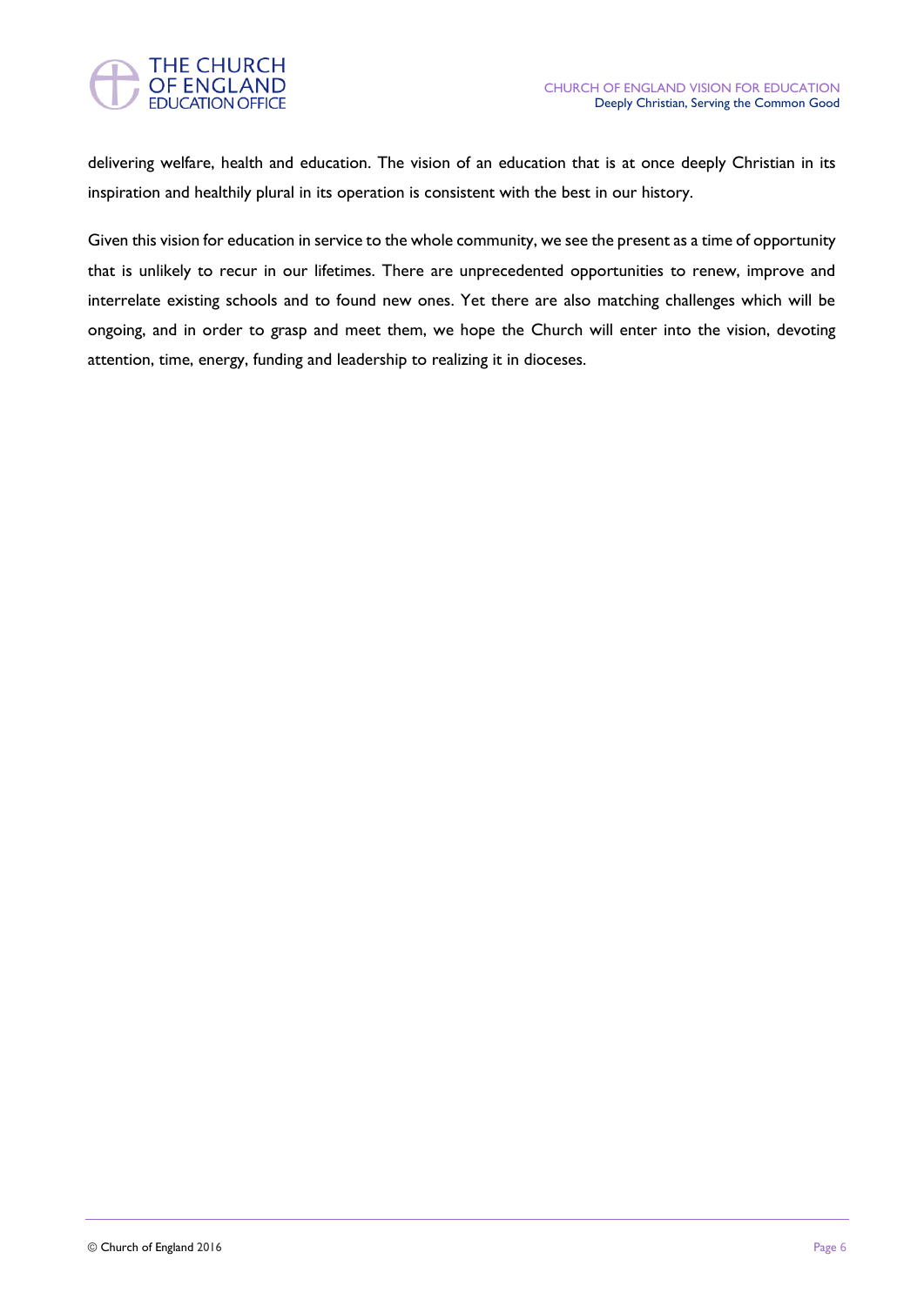delivering welfare, health and education. The vision of an education that is at once deeply Christian in its inspiration and healthily plural in its operation is consistent with the best in our history.

Given this vision for education in service to the whole community, we see the present as a time of opportunity that is unlikely to recur in our lifetimes. There are unprecedented opportunities to renew, improve and interrelate existing schools and to found new ones. Yet there are also matching challenges which will be ongoing, and in order to grasp and meet them, we hope the Church will enter into the vision, devoting attention, time, energy, funding and leadership to realizing it in dioceses.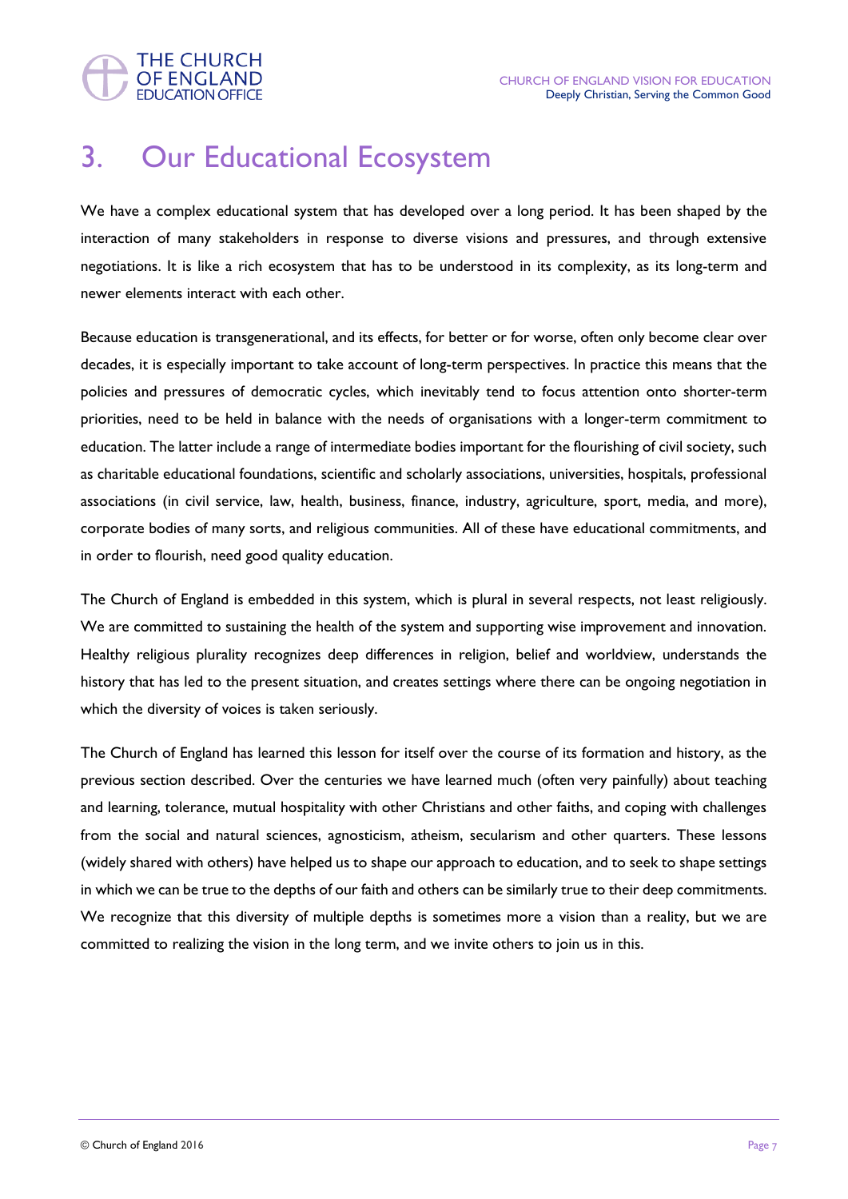# 3. Our Educational Ecosystem

We have a complex educational system that has developed over a long period. It has been shaped by the interaction of many stakeholders in response to diverse visions and pressures, and through extensive negotiations. It is like a rich ecosystem that has to be understood in its complexity, as its long-term and newer elements interact with each other.

Because education is transgenerational, and its effects, for better or for worse, often only become clear over decades, it is especially important to take account of long-term perspectives. In practice this means that the policies and pressures of democratic cycles, which inevitably tend to focus attention onto shorter-term priorities, need to be held in balance with the needs of organisations with a longer-term commitment to education. The latter include a range of intermediate bodies important for the flourishing of civil society, such as charitable educational foundations, scientific and scholarly associations, universities, hospitals, professional associations (in civil service, law, health, business, finance, industry, agriculture, sport, media, and more), corporate bodies of many sorts, and religious communities. All of these have educational commitments, and in order to flourish, need good quality education.

The Church of England is embedded in this system, which is plural in several respects, not least religiously. We are committed to sustaining the health of the system and supporting wise improvement and innovation. Healthy religious plurality recognizes deep differences in religion, belief and worldview, understands the history that has led to the present situation, and creates settings where there can be ongoing negotiation in which the diversity of voices is taken seriously.

The Church of England has learned this lesson for itself over the course of its formation and history, as the previous section described. Over the centuries we have learned much (often very painfully) about teaching and learning, tolerance, mutual hospitality with other Christians and other faiths, and coping with challenges from the social and natural sciences, agnosticism, atheism, secularism and other quarters. These lessons (widely shared with others) have helped us to shape our approach to education, and to seek to shape settings in which we can be true to the depths of our faith and others can be similarly true to their deep commitments. We recognize that this diversity of multiple depths is sometimes more a vision than a reality, but we are committed to realizing the vision in the long term, and we invite others to join us in this.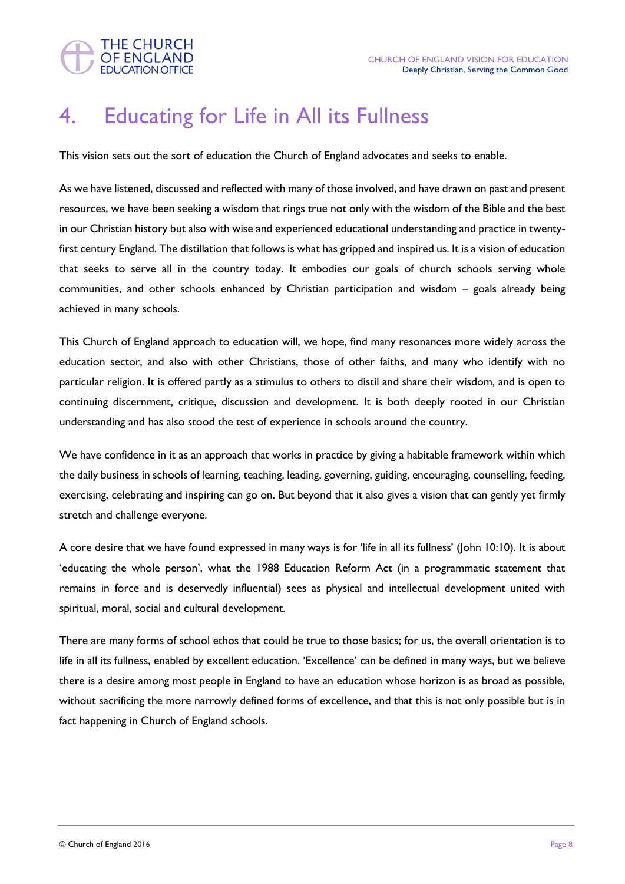# 4. Educating for Life in All its Fullness

This vision sets out the sort of education the Church of England advocates and seeks to enable.

As we have listened, discussed and reflected with many of those involved, and have drawn on past and present resources, we have been seeking a wisdom that rings true not only with the wisdom of the Bible and the best in our Christian history but also with wise and experienced educational understanding and practice in twenty-first century England. The distillation that follows is what has gripped and inspired us. It is a vision of education that seeks to serve all in the country today. It embodies our goals of church schools serving whole communities, and other schools enhanced by Christian participation and wisdom – goals already being achieved in many schools.

This Church of England approach to education will, we hope, find many resonances more widely across the education sector, and also with other Christians, those of other faiths, and many who identify with no particular religion. It is offered partly as a stimulus to others to distil and share their wisdom, and is open to continuing discernment, critique, discussion and development. It is both deeply rooted in our Christian understanding and has also stood the test of experience in schools around the country.

We have confidence in it as an approach that works in practice by giving a habitable framework within which the daily business in schools of learning, teaching, leading, governing, guiding, encouraging, counselling, feeding, exercising, celebrating and inspiring can go on. But beyond that it also gives a vision that can gently yet firmly stretch and challenge everyone.

A core desire that we have found expressed in many ways is for 'life in all its fullness' (John 10:10). It is about 'educating the whole person', what the 1988 Education Reform Act (in a programmatic statement that remains in force and is deservedly influential) sees as physical and intellectual development united with spiritual, moral, social and cultural development.

There are many forms of school ethos that could be true to those basics; for us, the overall orientation is to life in all its fullness, enabled by excellent education. 'Excellence' can be defined in many ways, but we believe there is a desire among most people in England to have an education whose horizon is as broad as possible, without sacrificing the more narrowly defined forms of excellence, and that this is not only possible but is in fact happening in Church of England schools.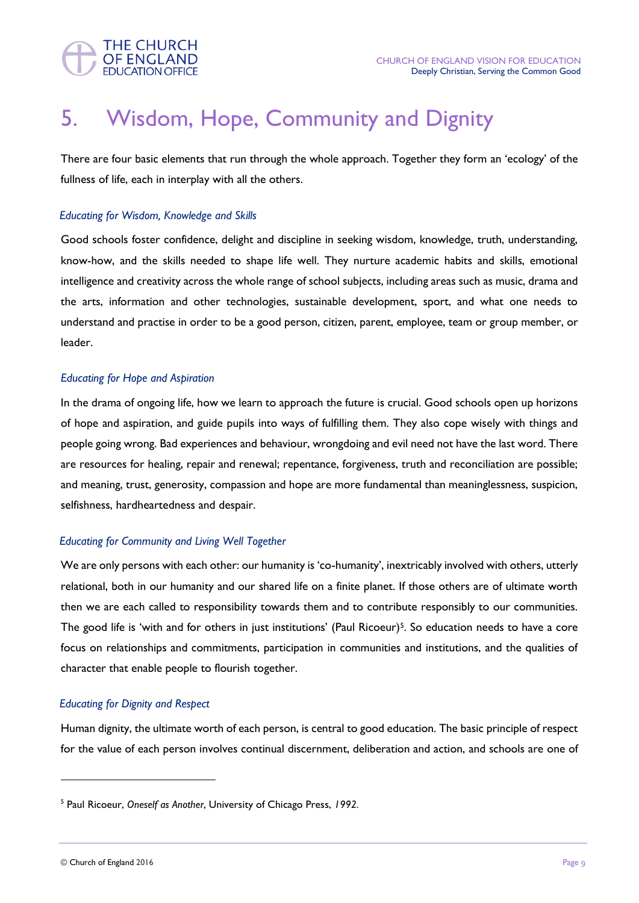# 5. Wisdom, Hope, Community and Dignity

There are four basic elements that run through the whole approach. Together they form an 'ecology' of the fullness of life, each in interplay with all the others.

*Educating for Wisdom, Knowledge and Skills*

Good schools foster confidence, delight and discipline in seeking wisdom, knowledge, truth, understanding, know-how, and the skills needed to shape life well. They nurture academic habits and skills, emotional intelligence and creativity across the whole range of school subjects, including areas such as music, drama and the arts, information and other technologies, sustainable development, sport, and what one needs to understand and practise in order to be a good person, citizen, parent, employee, team or group member, or leader.

*Educating for Hope and Aspiration*

In the drama of ongoing life, how we learn to approach the future is crucial. Good schools open up horizons of hope and aspiration, and guide pupils into ways of fulfilling them. They also cope wisely with things and people going wrong. Bad experiences and behaviour, wrongdoing and evil need not have the last word. There are resources for healing, repair and renewal; repentance, forgiveness, truth and reconciliation are possible; and meaning, trust, generosity, compassion and hope are more fundamental than meaninglessness, suspicion, selfishness, hardheartedness and despair.

*Educating for Community and Living Well Together*

We are only persons with each other: our humanity is 'co-humanity', inextricably involved with others, utterly relational, both in our humanity and our shared life on a finite planet. If those others are of ultimate worth then we are each called to responsibility towards them and to contribute responsibly to our communities. The good life is 'with and for others in just institutions' (Paul Ricoeur)[5]. So education needs to have a core focus on relationships and commitments, participation in communities and institutions, and the qualities of character that enable people to flourish together.

*Educating for Dignity and Respect*

Human dignity, the ultimate worth of each person, is central to good education. The basic principle of respect for the value of each person involves continual discernment, deliberation and action, and schools are one of

[5] Paul Ricoeur, *Oneself as Another*, University of Chicago Press, *1992*.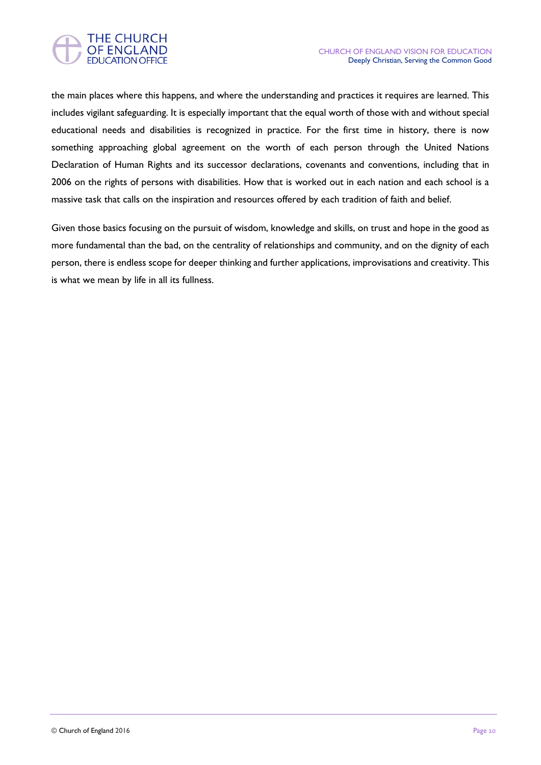the main places where this happens, and where the understanding and practices it requires are learned. This includes vigilant safeguarding. It is especially important that the equal worth of those with and without special educational needs and disabilities is recognized in practice. For the first time in history, there is now something approaching global agreement on the worth of each person through the United Nations Declaration of Human Rights and its successor declarations, covenants and conventions, including that in 2006 on the rights of persons with disabilities. How that is worked out in each nation and each school is a massive task that calls on the inspiration and resources offered by each tradition of faith and belief.

Given those basics focusing on the pursuit of wisdom, knowledge and skills, on trust and hope in the good as more fundamental than the bad, on the centrality of relationships and community, and on the dignity of each person, there is endless scope for deeper thinking and further applications, improvisations and creativity. This is what we mean by life in all its fullness.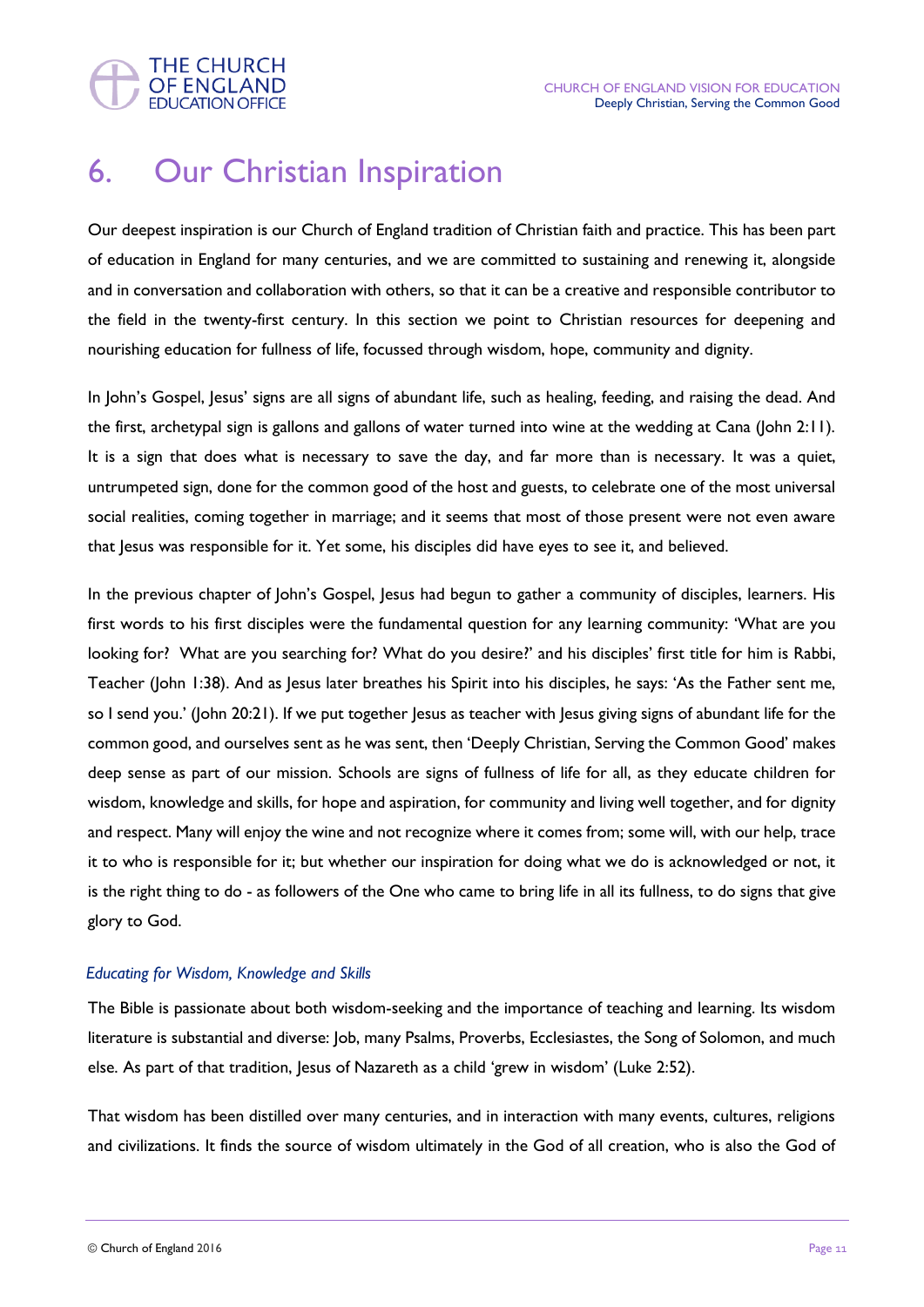# 6. Our Christian Inspiration

Our deepest inspiration is our Church of England tradition of Christian faith and practice. This has been part of education in England for many centuries, and we are committed to sustaining and renewing it, alongside and in conversation and collaboration with others, so that it can be a creative and responsible contributor to the field in the twenty-first century. In this section we point to Christian resources for deepening and nourishing education for fullness of life, focussed through wisdom, hope, community and dignity.

In John's Gospel, Jesus' signs are all signs of abundant life, such as healing, feeding, and raising the dead. And the first, archetypal sign is gallons and gallons of water turned into wine at the wedding at Cana (John 2:11). It is a sign that does what is necessary to save the day, and far more than is necessary. It was a quiet, untrumpeted sign, done for the common good of the host and guests, to celebrate one of the most universal social realities, coming together in marriage; and it seems that most of those present were not even aware that Jesus was responsible for it. Yet some, his disciples did have eyes to see it, and believed.

In the previous chapter of John's Gospel, Jesus had begun to gather a community of disciples, learners. His first words to his first disciples were the fundamental question for any learning community: 'What are you looking for? What are you searching for? What do you desire?' and his disciples' first title for him is Rabbi, Teacher (John 1:38). And as Jesus later breathes his Spirit into his disciples, he says: 'As the Father sent me, so I send you.' (John 20:21). If we put together Jesus as teacher with Jesus giving signs of abundant life for the common good, and ourselves sent as he was sent, then 'Deeply Christian, Serving the Common Good' makes deep sense as part of our mission. Schools are signs of fullness of life for all, as they educate children for wisdom, knowledge and skills, for hope and aspiration, for community and living well together, and for dignity and respect. Many will enjoy the wine and not recognize where it comes from; some will, with our help, trace it to who is responsible for it; but whether our inspiration for doing what we do is acknowledged or not, it is the right thing to do - as followers of the One who came to bring life in all its fullness, to do signs that give glory to God.

### *Educating for Wisdom, Knowledge and Skills*

The Bible is passionate about both wisdom-seeking and the importance of teaching and learning. Its wisdom literature is substantial and diverse: Job, many Psalms, Proverbs, Ecclesiastes, the Song of Solomon, and much else. As part of that tradition, Jesus of Nazareth as a child 'grew in wisdom' (Luke 2:52).

That wisdom has been distilled over many centuries, and in interaction with many events, cultures, religions and civilizations. It finds the source of wisdom ultimately in the God of all creation, who is also the God of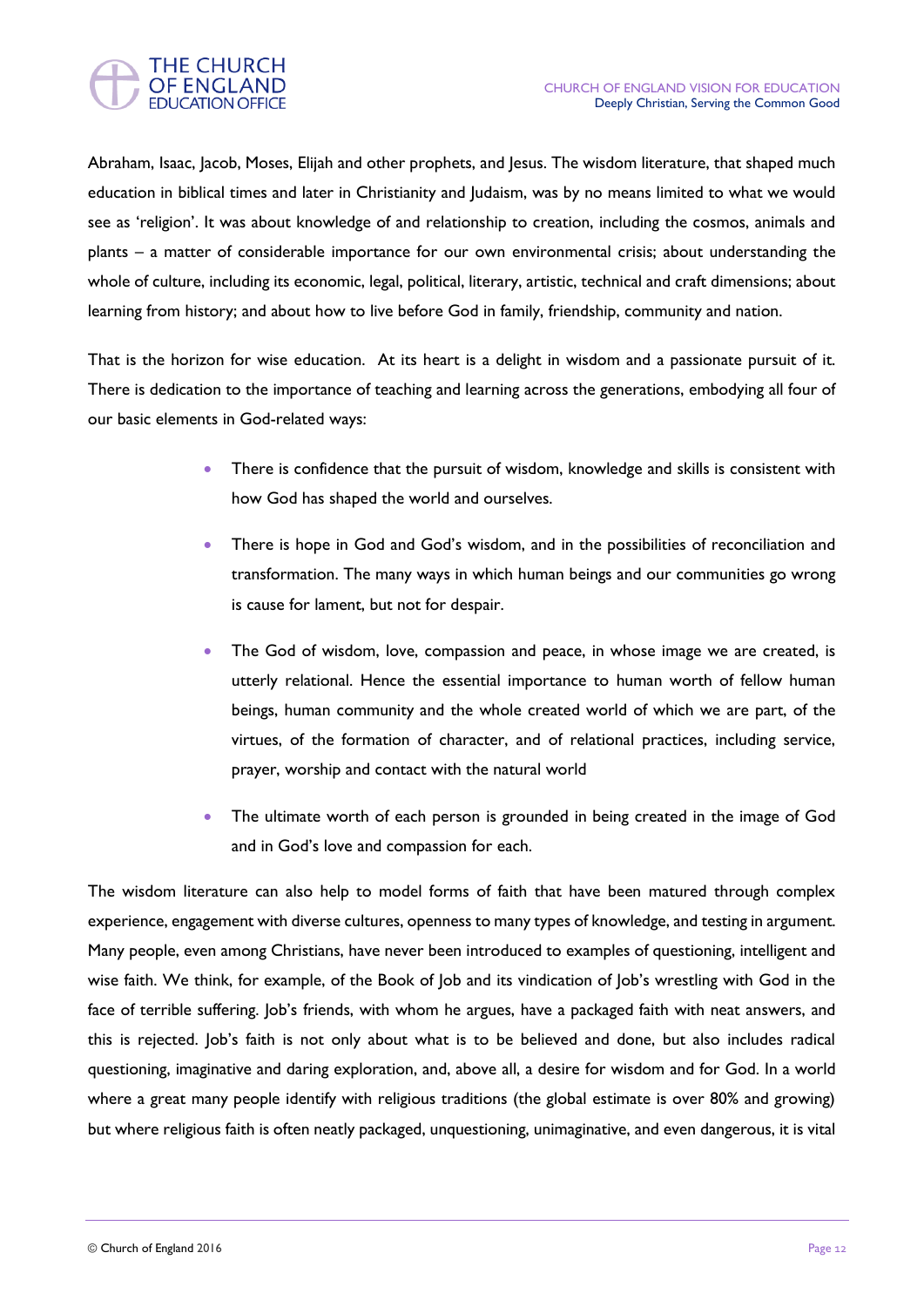Abraham, Isaac, Jacob, Moses, Elijah and other prophets, and Jesus. The wisdom literature, that shaped much education in biblical times and later in Christianity and Judaism, was by no means limited to what we would see as 'religion'. It was about knowledge of and relationship to creation, including the cosmos, animals and plants – a matter of considerable importance for our own environmental crisis; about understanding the whole of culture, including its economic, legal, political, literary, artistic, technical and craft dimensions; about learning from history; and about how to live before God in family, friendship, community and nation.

That is the horizon for wise education. At its heart is a delight in wisdom and a passionate pursuit of it. There is dedication to the importance of teaching and learning across the generations, embodying all four of our basic elements in God-related ways:

- There is confidence that the pursuit of wisdom, knowledge and skills is consistent with how God has shaped the world and ourselves.
- There is hope in God and God's wisdom, and in the possibilities of reconciliation and transformation. The many ways in which human beings and our communities go wrong is cause for lament, but not for despair.
- The God of wisdom, love, compassion and peace, in whose image we are created, is utterly relational. Hence the essential importance to human worth of fellow human beings, human community and the whole created world of which we are part, of the virtues, of the formation of character, and of relational practices, including service, prayer, worship and contact with the natural world
- The ultimate worth of each person is grounded in being created in the image of God and in God's love and compassion for each.

The wisdom literature can also help to model forms of faith that have been matured through complex experience, engagement with diverse cultures, openness to many types of knowledge, and testing in argument. Many people, even among Christians, have never been introduced to examples of questioning, intelligent and wise faith. We think, for example, of the Book of Job and its vindication of Job's wrestling with God in the face of terrible suffering. Job's friends, with whom he argues, have a packaged faith with neat answers, and this is rejected. Job's faith is not only about what is to be believed and done, but also includes radical questioning, imaginative and daring exploration, and, above all, a desire for wisdom and for God. In a world where a great many people identify with religious traditions (the global estimate is over 80% and growing) but where religious faith is often neatly packaged, unquestioning, unimaginative, and even dangerous, it is vital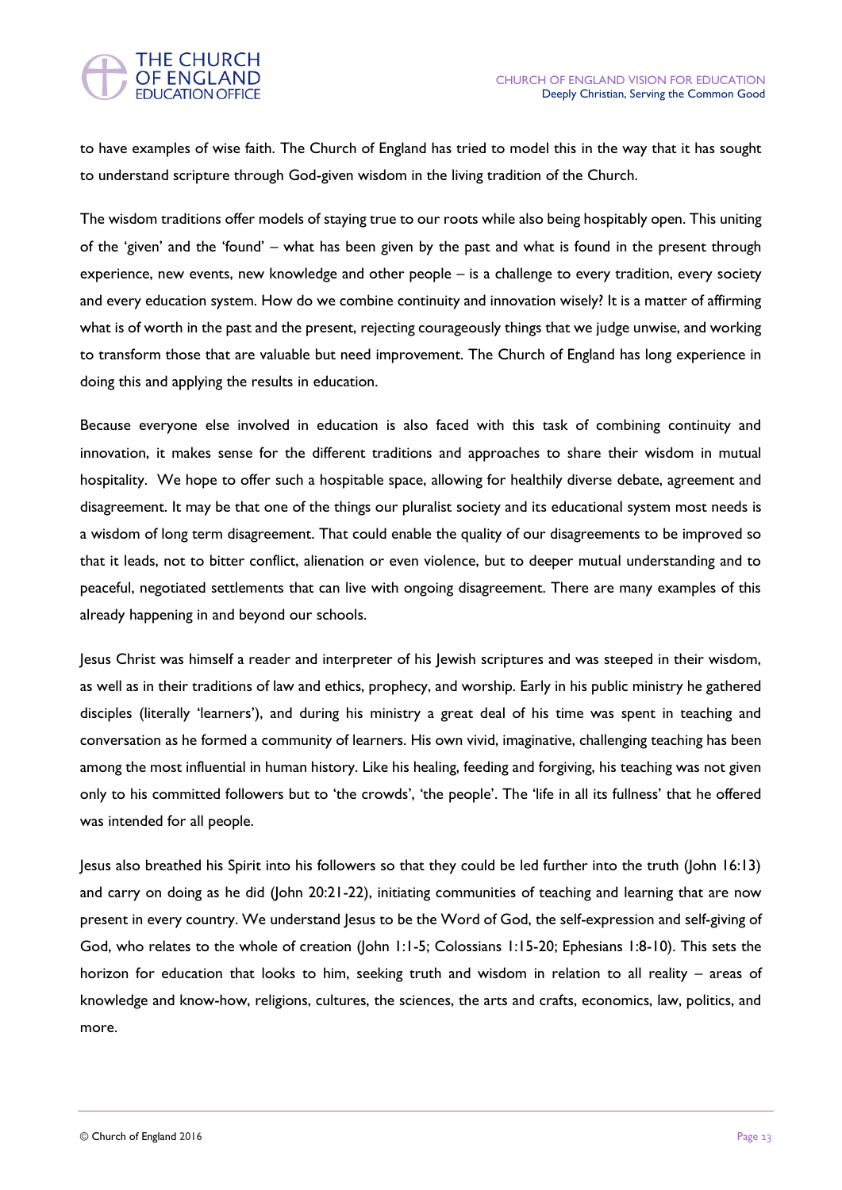to have examples of wise faith. The Church of England has tried to model this in the way that it has sought to understand scripture through God-given wisdom in the living tradition of the Church.

The wisdom traditions offer models of staying true to our roots while also being hospitably open. This uniting of the 'given' and the 'found' – what has been given by the past and what is found in the present through experience, new events, new knowledge and other people – is a challenge to every tradition, every society and every education system. How do we combine continuity and innovation wisely? It is a matter of affirming what is of worth in the past and the present, rejecting courageously things that we judge unwise, and working to transform those that are valuable but need improvement. The Church of England has long experience in doing this and applying the results in education.

Because everyone else involved in education is also faced with this task of combining continuity and innovation, it makes sense for the different traditions and approaches to share their wisdom in mutual hospitality. We hope to offer such a hospitable space, allowing for healthily diverse debate, agreement and disagreement. It may be that one of the things our pluralist society and its educational system most needs is a wisdom of long term disagreement. That could enable the quality of our disagreements to be improved so that it leads, not to bitter conflict, alienation or even violence, but to deeper mutual understanding and to peaceful, negotiated settlements that can live with ongoing disagreement. There are many examples of this already happening in and beyond our schools.

Jesus Christ was himself a reader and interpreter of his Jewish scriptures and was steeped in their wisdom, as well as in their traditions of law and ethics, prophecy, and worship. Early in his public ministry he gathered disciples (literally 'learners'), and during his ministry a great deal of his time was spent in teaching and conversation as he formed a community of learners. His own vivid, imaginative, challenging teaching has been among the most influential in human history. Like his healing, feeding and forgiving, his teaching was not given only to his committed followers but to 'the crowds', 'the people'. The 'life in all its fullness' that he offered was intended for all people.

Jesus also breathed his Spirit into his followers so that they could be led further into the truth (John 16:13) and carry on doing as he did (John 20:21-22), initiating communities of teaching and learning that are now present in every country. We understand Jesus to be the Word of God, the self-expression and self-giving of God, who relates to the whole of creation (John 1:1-5; Colossians 1:15-20; Ephesians 1:8-10). This sets the horizon for education that looks to him, seeking truth and wisdom in relation to all reality – areas of knowledge and know-how, religions, cultures, the sciences, the arts and crafts, economics, law, politics, and more.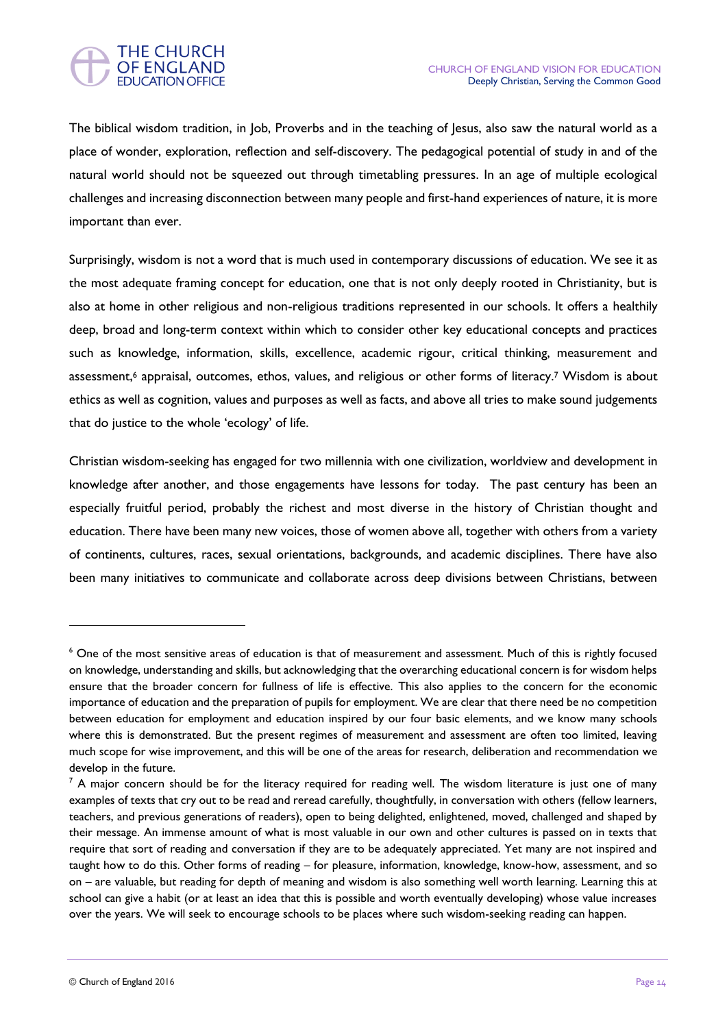The biblical wisdom tradition, in Job, Proverbs and in the teaching of Jesus, also saw the natural world as a place of wonder, exploration, reflection and self-discovery. The pedagogical potential of study in and of the natural world should not be squeezed out through timetabling pressures. In an age of multiple ecological challenges and increasing disconnection between many people and first-hand experiences of nature, it is more important than ever.

Surprisingly, wisdom is not a word that is much used in contemporary discussions of education. We see it as the most adequate framing concept for education, one that is not only deeply rooted in Christianity, but is also at home in other religious and non-religious traditions represented in our schools. It offers a healthily deep, broad and long-term context within which to consider other key educational concepts and practices such as knowledge, information, skills, excellence, academic rigour, critical thinking, measurement and assessment,[6] appraisal, outcomes, ethos, values, and religious or other forms of literacy.[7] Wisdom is about ethics as well as cognition, values and purposes as well as facts, and above all tries to make sound judgements that do justice to the whole 'ecology' of life.

Christian wisdom-seeking has engaged for two millennia with one civilization, worldview and development in knowledge after another, and those engagements have lessons for today. The past century has been an especially fruitful period, probably the richest and most diverse in the history of Christian thought and education. There have been many new voices, those of women above all, together with others from a variety of continents, cultures, races, sexual orientations, backgrounds, and academic disciplines. There have also been many initiatives to communicate and collaborate across deep divisions between Christians, between

---

[6] One of the most sensitive areas of education is that of measurement and assessment. Much of this is rightly focused on knowledge, understanding and skills, but acknowledging that the overarching educational concern is for wisdom helps ensure that the broader concern for fullness of life is effective. This also applies to the concern for the economic importance of education and the preparation of pupils for employment. We are clear that there need be no competition between education for employment and education inspired by our four basic elements, and we know many schools where this is demonstrated. But the present regimes of measurement and assessment are often too limited, leaving much scope for wise improvement, and this will be one of the areas for research, deliberation and recommendation we develop in the future.

[7] A major concern should be for the literacy required for reading well. The wisdom literature is just one of many examples of texts that cry out to be read and reread carefully, thoughtfully, in conversation with others (fellow learners, teachers, and previous generations of readers), open to being delighted, enlightened, moved, challenged and shaped by their message. An immense amount of what is most valuable in our own and other cultures is passed on in texts that require that sort of reading and conversation if they are to be adequately appreciated. Yet many are not inspired and taught how to do this. Other forms of reading – for pleasure, information, knowledge, know-how, assessment, and so on – are valuable, but reading for depth of meaning and wisdom is also something well worth learning. Learning this at school can give a habit (or at least an idea that this is possible and worth eventually developing) whose value increases over the years. We will seek to encourage schools to be places where such wisdom-seeking reading can happen.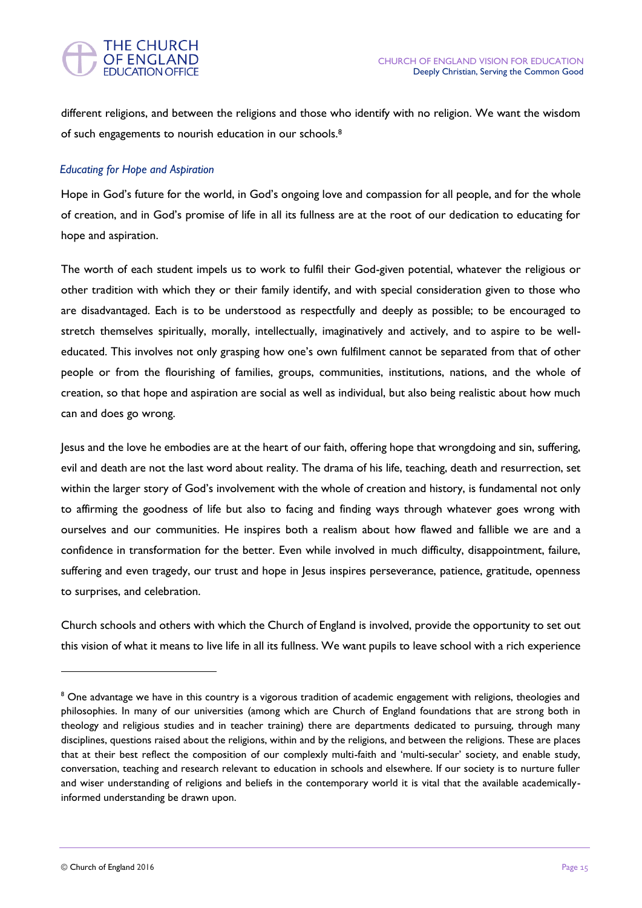different religions, and between the religions and those who identify with no religion. We want the wisdom of such engagements to nourish education in our schools.[8]

### *Educating for Hope and Aspiration*

Hope in God's future for the world, in God's ongoing love and compassion for all people, and for the whole of creation, and in God's promise of life in all its fullness are at the root of our dedication to educating for hope and aspiration.

The worth of each student impels us to work to fulfil their God-given potential, whatever the religious or other tradition with which they or their family identify, and with special consideration given to those who are disadvantaged. Each is to be understood as respectfully and deeply as possible; to be encouraged to stretch themselves spiritually, morally, intellectually, imaginatively and actively, and to aspire to be well-educated. This involves not only grasping how one's own fulfilment cannot be separated from that of other people or from the flourishing of families, groups, communities, institutions, nations, and the whole of creation, so that hope and aspiration are social as well as individual, but also being realistic about how much can and does go wrong.

Jesus and the love he embodies are at the heart of our faith, offering hope that wrongdoing and sin, suffering, evil and death are not the last word about reality. The drama of his life, teaching, death and resurrection, set within the larger story of God's involvement with the whole of creation and history, is fundamental not only to affirming the goodness of life but also to facing and finding ways through whatever goes wrong with ourselves and our communities. He inspires both a realism about how flawed and fallible we are and a confidence in transformation for the better. Even while involved in much difficulty, disappointment, failure, suffering and even tragedy, our trust and hope in Jesus inspires perseverance, patience, gratitude, openness to surprises, and celebration.

Church schools and others with which the Church of England is involved, provide the opportunity to set out this vision of what it means to live life in all its fullness. We want pupils to leave school with a rich experience

---

[8] One advantage we have in this country is a vigorous tradition of academic engagement with religions, theologies and philosophies. In many of our universities (among which are Church of England foundations that are strong both in theology and religious studies and in teacher training) there are departments dedicated to pursuing, through many disciplines, questions raised about the religions, within and by the religions, and between the religions. These are places that at their best reflect the composition of our complexly multi-faith and 'multi-secular' society, and enable study, conversation, teaching and research relevant to education in schools and elsewhere. If our society is to nurture fuller and wiser understanding of religions and beliefs in the contemporary world it is vital that the available academically-informed understanding be drawn upon.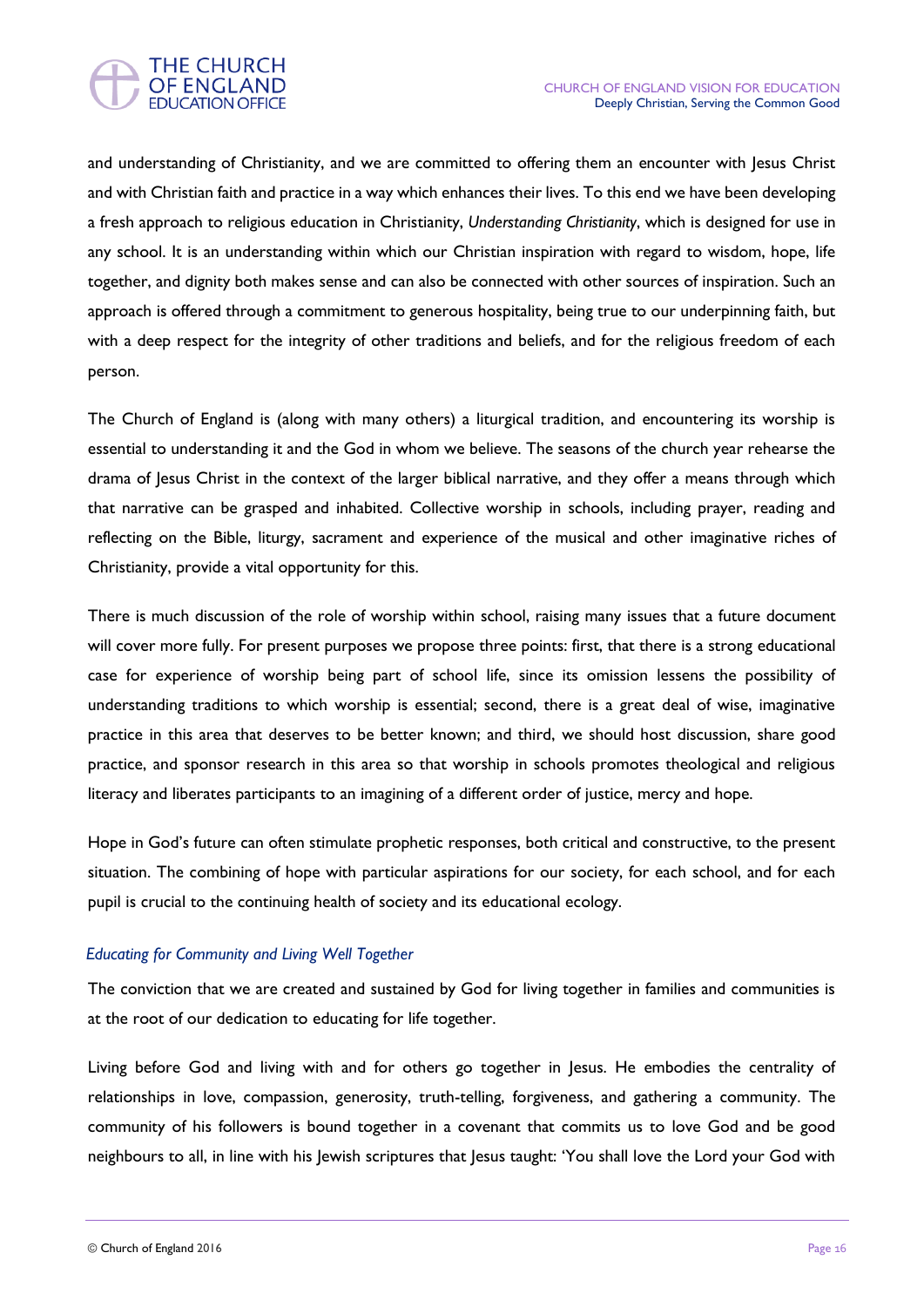and understanding of Christianity, and we are committed to offering them an encounter with Jesus Christ and with Christian faith and practice in a way which enhances their lives. To this end we have been developing a fresh approach to religious education in Christianity, *Understanding Christianity*, which is designed for use in any school. It is an understanding within which our Christian inspiration with regard to wisdom, hope, life together, and dignity both makes sense and can also be connected with other sources of inspiration. Such an approach is offered through a commitment to generous hospitality, being true to our underpinning faith, but with a deep respect for the integrity of other traditions and beliefs, and for the religious freedom of each person.

The Church of England is (along with many others) a liturgical tradition, and encountering its worship is essential to understanding it and the God in whom we believe. The seasons of the church year rehearse the drama of Jesus Christ in the context of the larger biblical narrative, and they offer a means through which that narrative can be grasped and inhabited. Collective worship in schools, including prayer, reading and reflecting on the Bible, liturgy, sacrament and experience of the musical and other imaginative riches of Christianity, provide a vital opportunity for this.

There is much discussion of the role of worship within school, raising many issues that a future document will cover more fully. For present purposes we propose three points: first, that there is a strong educational case for experience of worship being part of school life, since its omission lessens the possibility of understanding traditions to which worship is essential; second, there is a great deal of wise, imaginative practice in this area that deserves to be better known; and third, we should host discussion, share good practice, and sponsor research in this area so that worship in schools promotes theological and religious literacy and liberates participants to an imagining of a different order of justice, mercy and hope.

Hope in God's future can often stimulate prophetic responses, both critical and constructive, to the present situation. The combining of hope with particular aspirations for our society, for each school, and for each pupil is crucial to the continuing health of society and its educational ecology.

### *Educating for Community and Living Well Together*

The conviction that we are created and sustained by God for living together in families and communities is at the root of our dedication to educating for life together.

Living before God and living with and for others go together in Jesus. He embodies the centrality of relationships in love, compassion, generosity, truth-telling, forgiveness, and gathering a community. The community of his followers is bound together in a covenant that commits us to love God and be good neighbours to all, in line with his Jewish scriptures that Jesus taught: 'You shall love the Lord your God with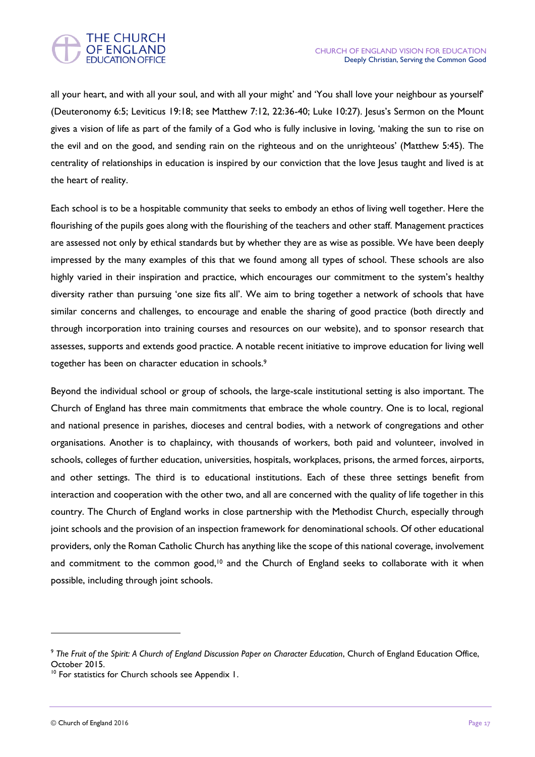all your heart, and with all your soul, and with all your might' and 'You shall love your neighbour as yourself' (Deuteronomy 6:5; Leviticus 19:18; see Matthew 7:12, 22:36-40; Luke 10:27). Jesus's Sermon on the Mount gives a vision of life as part of the family of a God who is fully inclusive in loving, 'making the sun to rise on the evil and on the good, and sending rain on the righteous and on the unrighteous' (Matthew 5:45). The centrality of relationships in education is inspired by our conviction that the love Jesus taught and lived is at the heart of reality.

Each school is to be a hospitable community that seeks to embody an ethos of living well together. Here the flourishing of the pupils goes along with the flourishing of the teachers and other staff. Management practices are assessed not only by ethical standards but by whether they are as wise as possible. We have been deeply impressed by the many examples of this that we found among all types of school. These schools are also highly varied in their inspiration and practice, which encourages our commitment to the system's healthy diversity rather than pursuing 'one size fits all'. We aim to bring together a network of schools that have similar concerns and challenges, to encourage and enable the sharing of good practice (both directly and through incorporation into training courses and resources on our website), and to sponsor research that assesses, supports and extends good practice. A notable recent initiative to improve education for living well together has been on character education in schools.[9]

Beyond the individual school or group of schools, the large-scale institutional setting is also important. The Church of England has three main commitments that embrace the whole country. One is to local, regional and national presence in parishes, dioceses and central bodies, with a network of congregations and other organisations. Another is to chaplaincy, with thousands of workers, both paid and volunteer, involved in schools, colleges of further education, universities, hospitals, workplaces, prisons, the armed forces, airports, and other settings. The third is to educational institutions. Each of these three settings benefit from interaction and cooperation with the other two, and all are concerned with the quality of life together in this country. The Church of England works in close partnership with the Methodist Church, especially through joint schools and the provision of an inspection framework for denominational schools. Of other educational providers, only the Roman Catholic Church has anything like the scope of this national coverage, involvement and commitment to the common good,[10] and the Church of England seeks to collaborate with it when possible, including through joint schools.

---

[9] *The Fruit of the Spirit: A Church of England Discussion Paper on Character Education*, Church of England Education Office, October 2015.

[10] For statistics for Church schools see Appendix 1.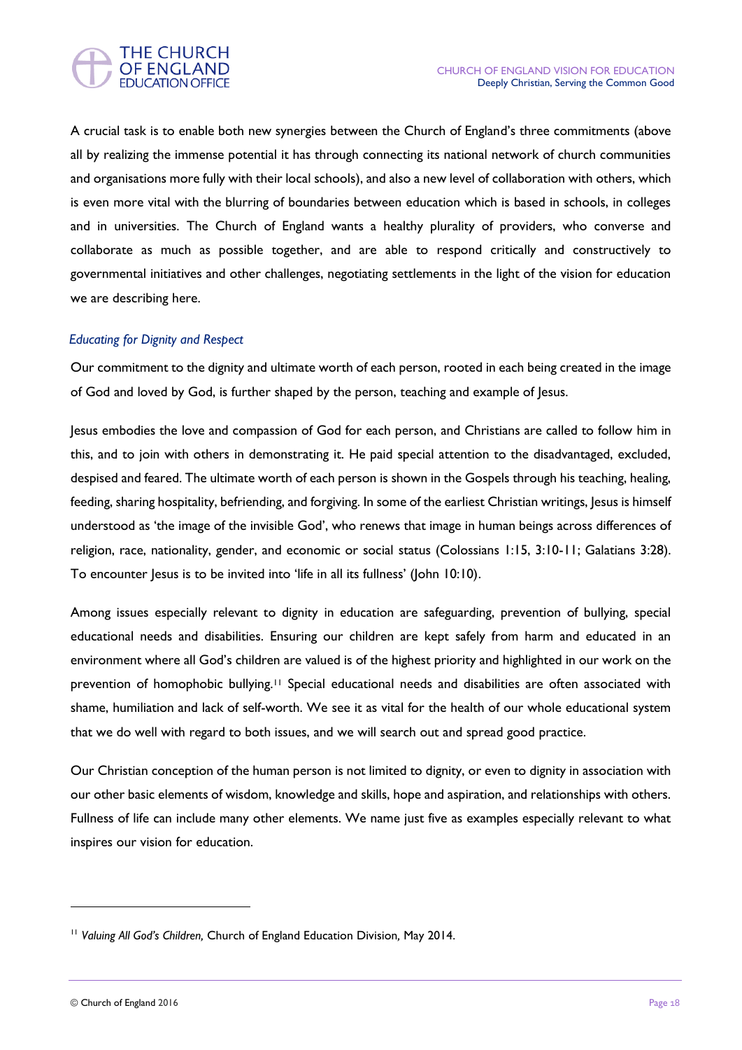A crucial task is to enable both new synergies between the Church of England's three commitments (above all by realizing the immense potential it has through connecting its national network of church communities and organisations more fully with their local schools), and also a new level of collaboration with others, which is even more vital with the blurring of boundaries between education which is based in schools, in colleges and in universities. The Church of England wants a healthy plurality of providers, who converse and collaborate as much as possible together, and are able to respond critically and constructively to governmental initiatives and other challenges, negotiating settlements in the light of the vision for education we are describing here.

### *Educating for Dignity and Respect*

Our commitment to the dignity and ultimate worth of each person, rooted in each being created in the image of God and loved by God, is further shaped by the person, teaching and example of Jesus.

Jesus embodies the love and compassion of God for each person, and Christians are called to follow him in this, and to join with others in demonstrating it. He paid special attention to the disadvantaged, excluded, despised and feared. The ultimate worth of each person is shown in the Gospels through his teaching, healing, feeding, sharing hospitality, befriending, and forgiving. In some of the earliest Christian writings, Jesus is himself understood as 'the image of the invisible God', who renews that image in human beings across differences of religion, race, nationality, gender, and economic or social status (Colossians 1:15, 3:10-11; Galatians 3:28). To encounter Jesus is to be invited into 'life in all its fullness' (John 10:10).

Among issues especially relevant to dignity in education are safeguarding, prevention of bullying, special educational needs and disabilities. Ensuring our children are kept safely from harm and educated in an environment where all God's children are valued is of the highest priority and highlighted in our work on the prevention of homophobic bullying.[11] Special educational needs and disabilities are often associated with shame, humiliation and lack of self-worth. We see it as vital for the health of our whole educational system that we do well with regard to both issues, and we will search out and spread good practice.

Our Christian conception of the human person is not limited to dignity, or even to dignity in association with our other basic elements of wisdom, knowledge and skills, hope and aspiration, and relationships with others. Fullness of life can include many other elements. We name just five as examples especially relevant to what inspires our vision for education.

---

[11] *Valuing All God's Children,* Church of England Education Division, May 2014.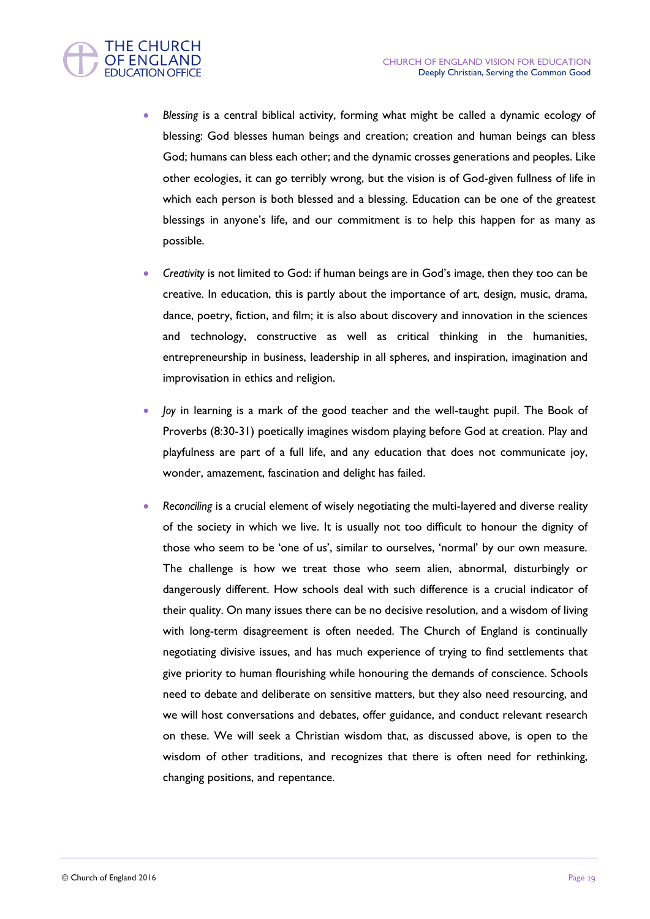- *Blessing* is a central biblical activity, forming what might be called a dynamic ecology of blessing: God blesses human beings and creation; creation and human beings can bless God; humans can bless each other; and the dynamic crosses generations and peoples. Like other ecologies, it can go terribly wrong, but the vision is of God-given fullness of life in which each person is both blessed and a blessing. Education can be one of the greatest blessings in anyone's life, and our commitment is to help this happen for as many as possible.

- *Creativity* is not limited to God: if human beings are in God's image, then they too can be creative. In education, this is partly about the importance of art, design, music, drama, dance, poetry, fiction, and film; it is also about discovery and innovation in the sciences and technology, constructive as well as critical thinking in the humanities, entrepreneurship in business, leadership in all spheres, and inspiration, imagination and improvisation in ethics and religion.

- *Joy* in learning is a mark of the good teacher and the well-taught pupil. The Book of Proverbs (8:30-31) poetically imagines wisdom playing before God at creation. Play and playfulness are part of a full life, and any education that does not communicate joy, wonder, amazement, fascination and delight has failed.

- *Reconciling* is a crucial element of wisely negotiating the multi-layered and diverse reality of the society in which we live. It is usually not too difficult to honour the dignity of those who seem to be 'one of us', similar to ourselves, 'normal' by our own measure. The challenge is how we treat those who seem alien, abnormal, disturbingly or dangerously different. How schools deal with such difference is a crucial indicator of their quality. On many issues there can be no decisive resolution, and a wisdom of living with long-term disagreement is often needed. The Church of England is continually negotiating divisive issues, and has much experience of trying to find settlements that give priority to human flourishing while honouring the demands of conscience. Schools need to debate and deliberate on sensitive matters, but they also need resourcing, and we will host conversations and debates, offer guidance, and conduct relevant research on these. We will seek a Christian wisdom that, as discussed above, is open to the wisdom of other traditions, and recognizes that there is often need for rethinking, changing positions, and repentance.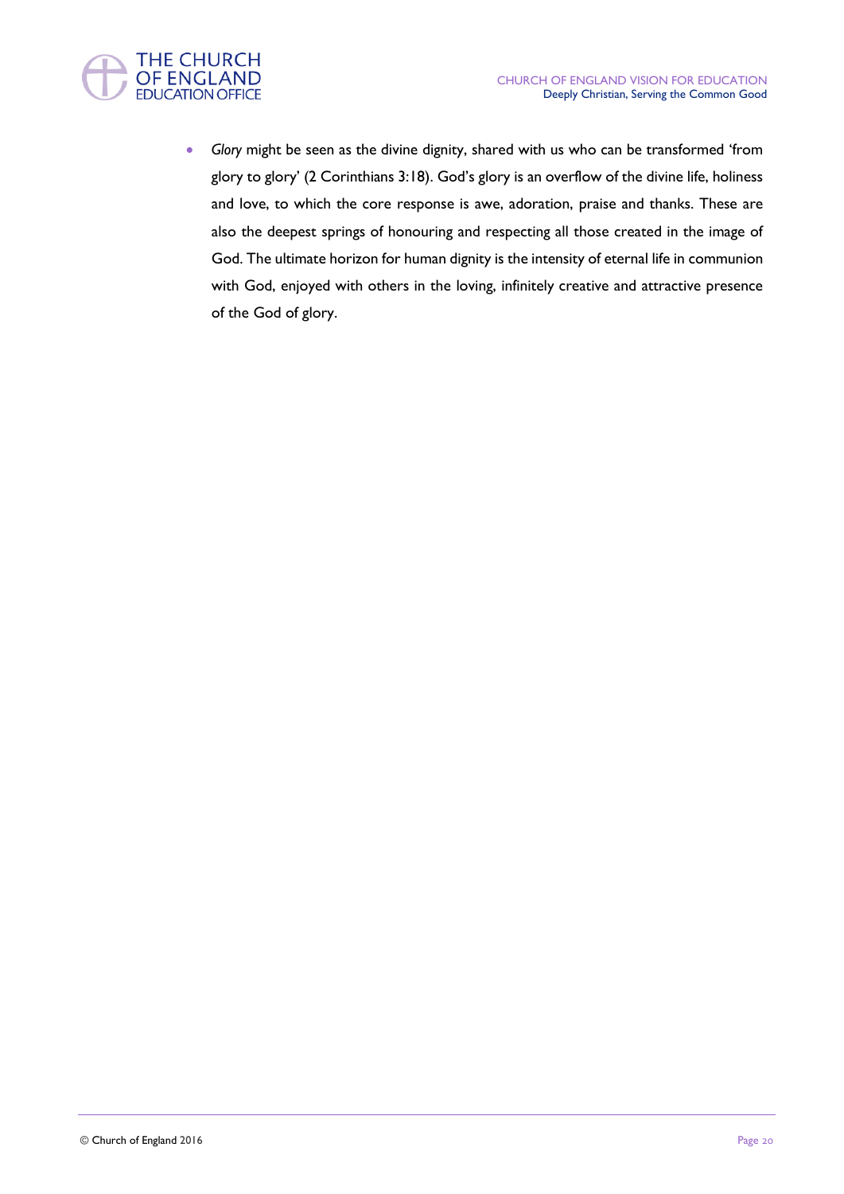- *Glory* might be seen as the divine dignity, shared with us who can be transformed 'from glory to glory' (2 Corinthians 3:18). God's glory is an overflow of the divine life, holiness and love, to which the core response is awe, adoration, praise and thanks. These are also the deepest springs of honouring and respecting all those created in the image of God. The ultimate horizon for human dignity is the intensity of eternal life in communion with God, enjoyed with others in the loving, infinitely creative and attractive presence of the God of glory.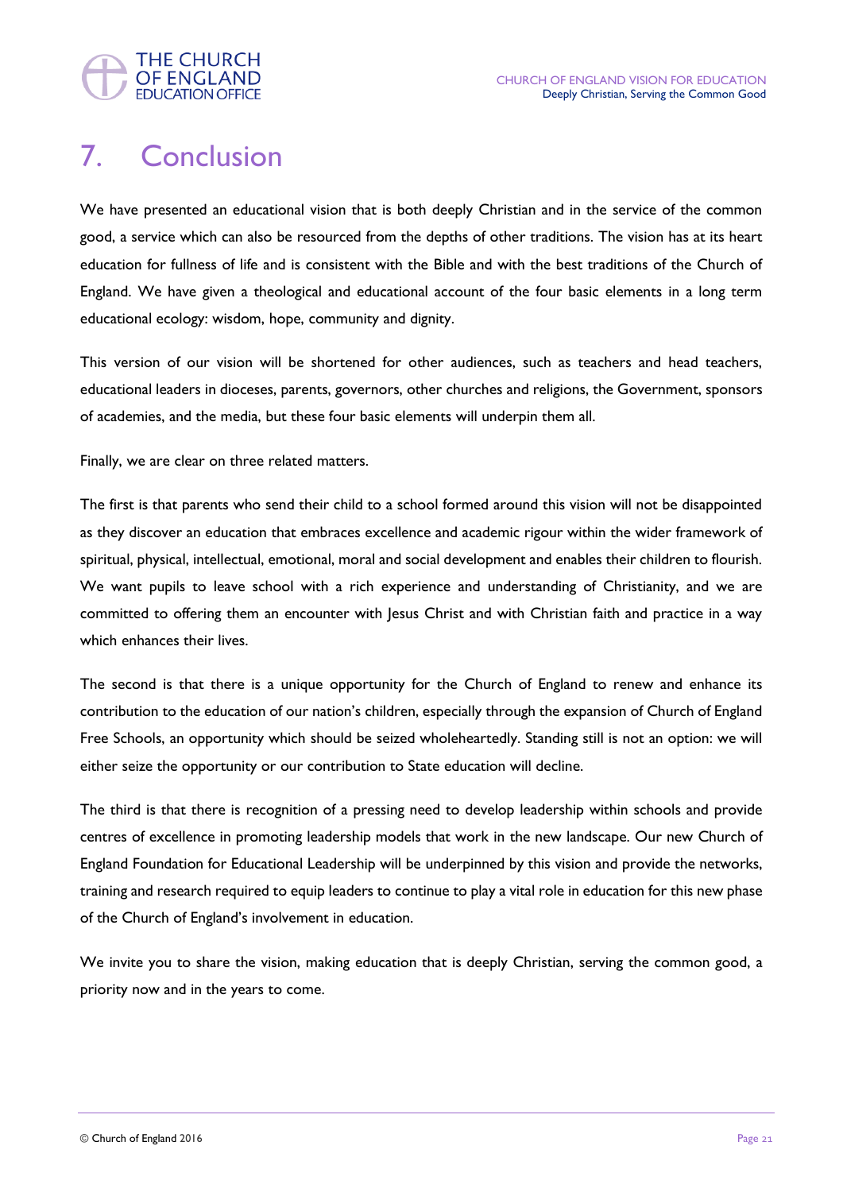# 7. Conclusion

We have presented an educational vision that is both deeply Christian and in the service of the common good, a service which can also be resourced from the depths of other traditions. The vision has at its heart education for fullness of life and is consistent with the Bible and with the best traditions of the Church of England. We have given a theological and educational account of the four basic elements in a long term educational ecology: wisdom, hope, community and dignity.

This version of our vision will be shortened for other audiences, such as teachers and head teachers, educational leaders in dioceses, parents, governors, other churches and religions, the Government, sponsors of academies, and the media, but these four basic elements will underpin them all.

Finally, we are clear on three related matters.

The first is that parents who send their child to a school formed around this vision will not be disappointed as they discover an education that embraces excellence and academic rigour within the wider framework of spiritual, physical, intellectual, emotional, moral and social development and enables their children to flourish. We want pupils to leave school with a rich experience and understanding of Christianity, and we are committed to offering them an encounter with Jesus Christ and with Christian faith and practice in a way which enhances their lives.

The second is that there is a unique opportunity for the Church of England to renew and enhance its contribution to the education of our nation's children, especially through the expansion of Church of England Free Schools, an opportunity which should be seized wholeheartedly. Standing still is not an option: we will either seize the opportunity or our contribution to State education will decline.

The third is that there is recognition of a pressing need to develop leadership within schools and provide centres of excellence in promoting leadership models that work in the new landscape. Our new Church of England Foundation for Educational Leadership will be underpinned by this vision and provide the networks, training and research required to equip leaders to continue to play a vital role in education for this new phase of the Church of England's involvement in education.

We invite you to share the vision, making education that is deeply Christian, serving the common good, a priority now and in the years to come.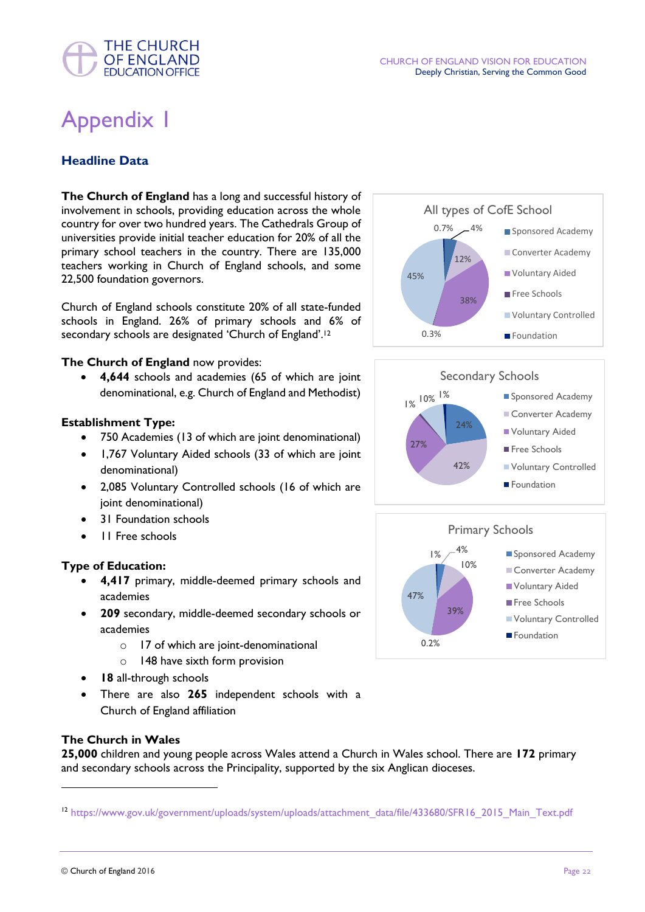# Appendix 1

## Headline Data

**The Church of England** has a long and successful history of involvement in schools, providing education across the whole country for over two hundred years. The Cathedrals Group of universities provide initial teacher education for 20% of all the primary school teachers in the country. There are 135,000 teachers working in Church of England schools, and some 22,500 foundation governors.

Church of England schools constitute 20% of all state-funded schools in England. 26% of primary schools and 6% of secondary schools are designated 'Church of England'.[12]

**The Church of England** now provides:

- **4,644** schools and academies (65 of which are joint denominational, e.g. Church of England and Methodist)

**Establishment Type:**

- 750 Academies (13 of which are joint denominational)
- 1,767 Voluntary Aided schools (33 of which are joint denominational)
- 2,085 Voluntary Controlled schools (16 of which are joint denominational)
- 31 Foundation schools
- 11 Free schools

**Type of Education:**

- **4,417** primary, middle-deemed primary schools and academies
- **209** secondary, middle-deemed secondary schools or academies
  - 17 of which are joint-denominational
  - 148 have sixth form provision
- **18** all-through schools
- There are also **265** independent schools with a Church of England affiliation

All types of CofE School

| Type | % |
|---|---|
| Sponsored Academy | 4% |
| Converter Academy | 12% |
| Voluntary Aided | 38% |
| Free Schools | 0.3% |
| Voluntary Controlled | 45% |
| Foundation | 0.7% |

Secondary Schools

| Type | % |
|---|---|
| Sponsored Academy | 24% |
| Converter Academy | 42% |
| Voluntary Aided | 27% |
| Free Schools | 1% |
| Voluntary Controlled | 10% |
| Foundation | 1% |

Primary Schools

| Type | % |
|---|---|
| Sponsored Academy | 4% |
| Converter Academy | 10% |
| Voluntary Aided | 39% |
| Free Schools | 0.2% |
| Voluntary Controlled | 47% |
| Foundation | 1% |

**The Church in Wales**

**25,000** children and young people across Wales attend a Church in Wales school. There are **172** primary and secondary schools across the Principality, supported by the six Anglican dioceses.

---

[12] https://www.gov.uk/government/uploads/system/uploads/attachment_data/file/433680/SFR16_2015_Main_Text.pdf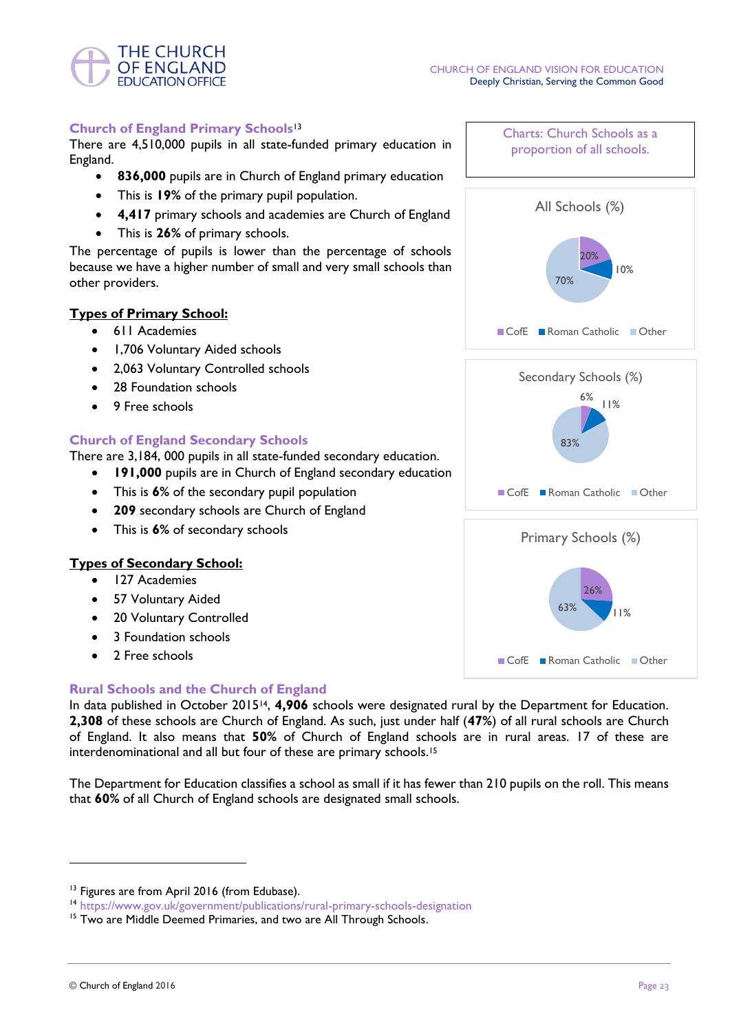## Church of England Primary Schools[13]

There are 4,510,000 pupils in all state-funded primary education in England.

- **836,000** pupils are in Church of England primary education
- This is **19%** of the primary pupil population.
- **4,417** primary schools and academies are Church of England
- This is **26%** of primary schools.

The percentage of pupils is lower than the percentage of schools because we have a higher number of small and very small schools than other providers.

**Types of Primary School:**

- 611 Academies
- 1,706 Voluntary Aided schools
- 2,063 Voluntary Controlled schools
- 28 Foundation schools
- 9 Free schools

## Church of England Secondary Schools

There are 3,184, 000 pupils in all state-funded secondary education.

- **191,000** pupils are in Church of England secondary education
- This is **6%** of the secondary pupil population
- **209** secondary schools are Church of England
- This is **6%** of secondary schools

**Types of Secondary School:**

- 127 Academies
- 57 Voluntary Aided
- 20 Voluntary Controlled
- 3 Foundation schools
- 2 Free schools

Charts: Church Schools as a proportion of all schools.

All Schools (%)

| CofE | Roman Catholic | Other |
|---|---|---|
| 20% | 10% | 70% |

Secondary Schools (%)

| CofE | Roman Catholic | Other |
|---|---|---|
| 6% | 11% | 83% |

Primary Schools (%)

| CofE | Roman Catholic | Other |
|---|---|---|
| 26% | 11% | 63% |

## Rural Schools and the Church of England

In data published in October 2015[14], **4,906** schools were designated rural by the Department for Education. **2,308** of these schools are Church of England. As such, just under half (**47%**) of all rural schools are Church of England. It also means that **50%** of Church of England schools are in rural areas. 17 of these are interdenominational and all but four of these are primary schools.[15]

The Department for Education classifies a school as small if it has fewer than 210 pupils on the roll. This means that **60%** of all Church of England schools are designated small schools.

---

[13] Figures are from April 2016 (from Edubase).

[14] https://www.gov.uk/government/publications/rural-primary-schools-designation

[15] Two are Middle Deemed Primaries, and two are All Through Schools.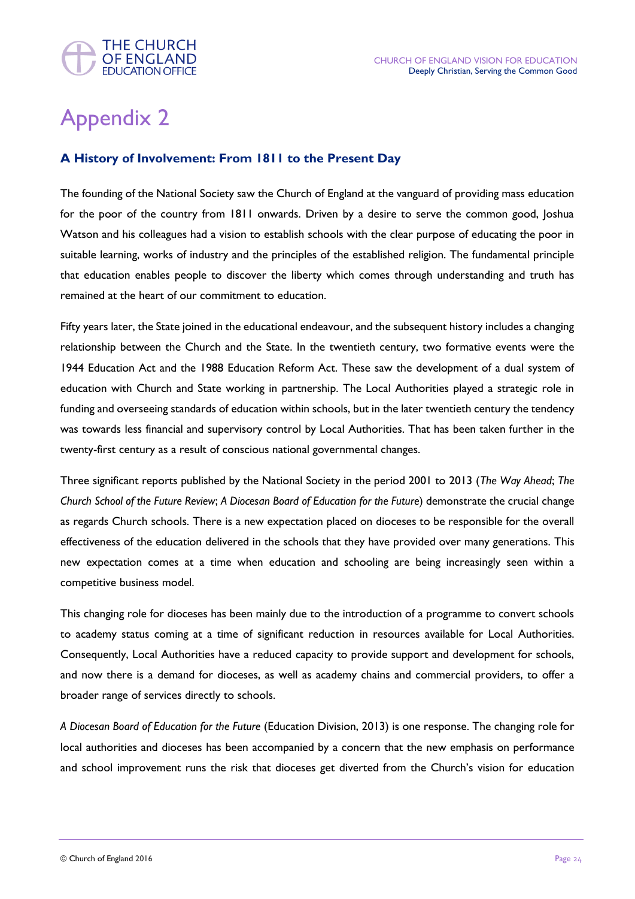# Appendix 2

## A History of Involvement: From 1811 to the Present Day

The founding of the National Society saw the Church of England at the vanguard of providing mass education for the poor of the country from 1811 onwards. Driven by a desire to serve the common good, Joshua Watson and his colleagues had a vision to establish schools with the clear purpose of educating the poor in suitable learning, works of industry and the principles of the established religion. The fundamental principle that education enables people to discover the liberty which comes through understanding and truth has remained at the heart of our commitment to education.

Fifty years later, the State joined in the educational endeavour, and the subsequent history includes a changing relationship between the Church and the State. In the twentieth century, two formative events were the 1944 Education Act and the 1988 Education Reform Act. These saw the development of a dual system of education with Church and State working in partnership. The Local Authorities played a strategic role in funding and overseeing standards of education within schools, but in the later twentieth century the tendency was towards less financial and supervisory control by Local Authorities. That has been taken further in the twenty-first century as a result of conscious national governmental changes.

Three significant reports published by the National Society in the period 2001 to 2013 (*The Way Ahead*; *The Church School of the Future Review*; *A Diocesan Board of Education for the Future*) demonstrate the crucial change as regards Church schools. There is a new expectation placed on dioceses to be responsible for the overall effectiveness of the education delivered in the schools that they have provided over many generations. This new expectation comes at a time when education and schooling are being increasingly seen within a competitive business model.

This changing role for dioceses has been mainly due to the introduction of a programme to convert schools to academy status coming at a time of significant reduction in resources available for Local Authorities. Consequently, Local Authorities have a reduced capacity to provide support and development for schools, and now there is a demand for dioceses, as well as academy chains and commercial providers, to offer a broader range of services directly to schools.

*A Diocesan Board of Education for the Future* (Education Division, 2013) is one response. The changing role for local authorities and dioceses has been accompanied by a concern that the new emphasis on performance and school improvement runs the risk that dioceses get diverted from the Church's vision for education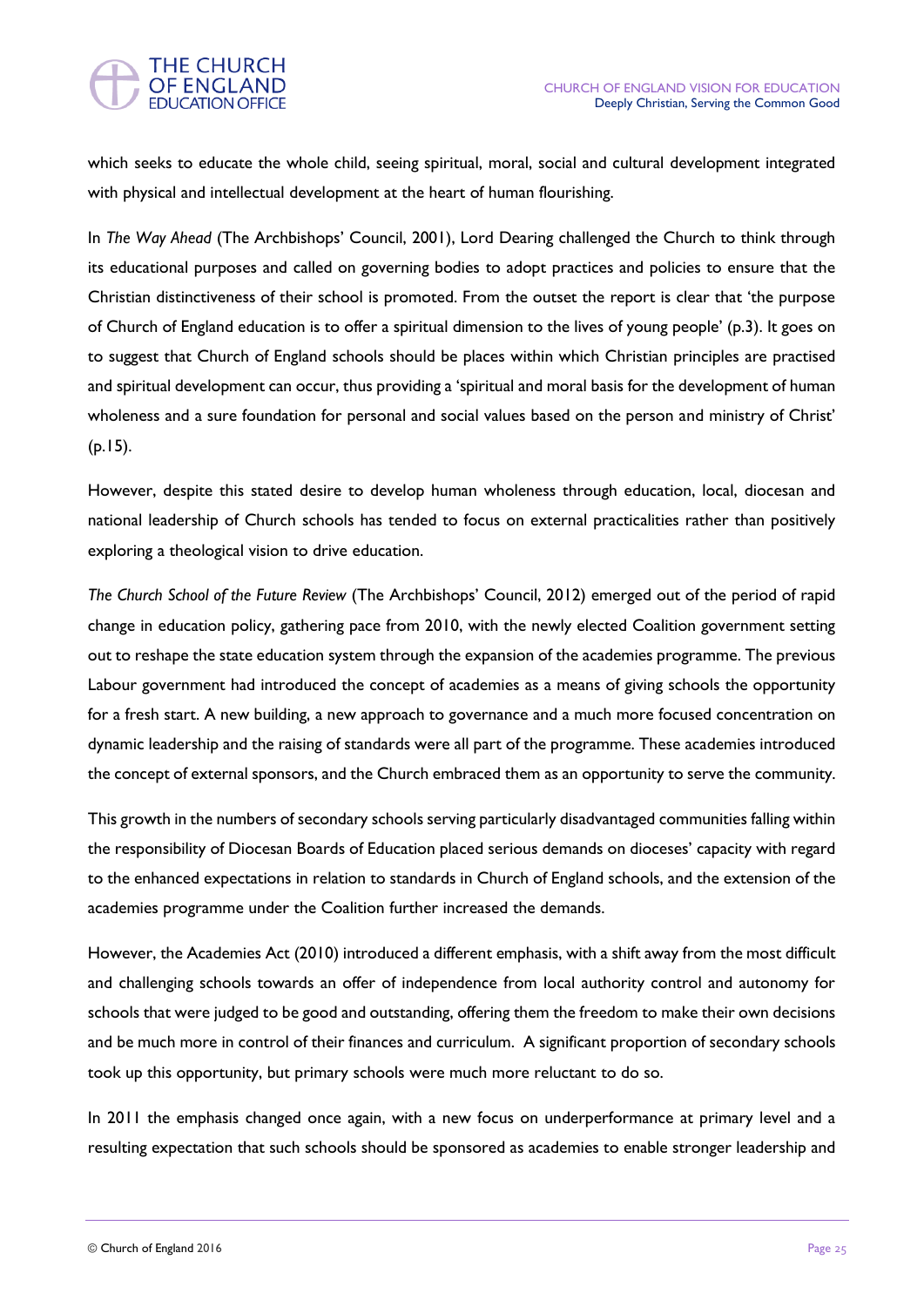which seeks to educate the whole child, seeing spiritual, moral, social and cultural development integrated with physical and intellectual development at the heart of human flourishing.

In *The Way Ahead* (The Archbishops' Council, 2001), Lord Dearing challenged the Church to think through its educational purposes and called on governing bodies to adopt practices and policies to ensure that the Christian distinctiveness of their school is promoted. From the outset the report is clear that 'the purpose of Church of England education is to offer a spiritual dimension to the lives of young people' (p.3). It goes on to suggest that Church of England schools should be places within which Christian principles are practised and spiritual development can occur, thus providing a 'spiritual and moral basis for the development of human wholeness and a sure foundation for personal and social values based on the person and ministry of Christ' (p.15).

However, despite this stated desire to develop human wholeness through education, local, diocesan and national leadership of Church schools has tended to focus on external practicalities rather than positively exploring a theological vision to drive education.

*The Church School of the Future Review* (The Archbishops' Council, 2012) emerged out of the period of rapid change in education policy, gathering pace from 2010, with the newly elected Coalition government setting out to reshape the state education system through the expansion of the academies programme. The previous Labour government had introduced the concept of academies as a means of giving schools the opportunity for a fresh start. A new building, a new approach to governance and a much more focused concentration on dynamic leadership and the raising of standards were all part of the programme. These academies introduced the concept of external sponsors, and the Church embraced them as an opportunity to serve the community.

This growth in the numbers of secondary schools serving particularly disadvantaged communities falling within the responsibility of Diocesan Boards of Education placed serious demands on dioceses' capacity with regard to the enhanced expectations in relation to standards in Church of England schools, and the extension of the academies programme under the Coalition further increased the demands.

However, the Academies Act (2010) introduced a different emphasis, with a shift away from the most difficult and challenging schools towards an offer of independence from local authority control and autonomy for schools that were judged to be good and outstanding, offering them the freedom to make their own decisions and be much more in control of their finances and curriculum. A significant proportion of secondary schools took up this opportunity, but primary schools were much more reluctant to do so.

In 2011 the emphasis changed once again, with a new focus on underperformance at primary level and a resulting expectation that such schools should be sponsored as academies to enable stronger leadership and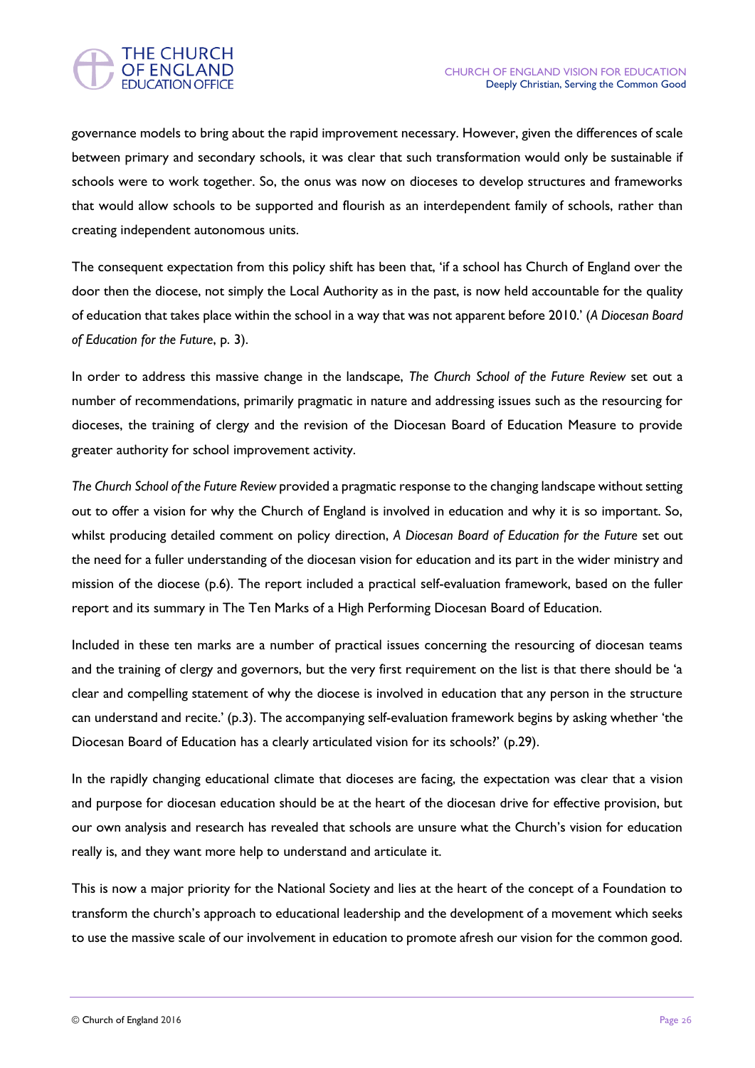governance models to bring about the rapid improvement necessary. However, given the differences of scale between primary and secondary schools, it was clear that such transformation would only be sustainable if schools were to work together. So, the onus was now on dioceses to develop structures and frameworks that would allow schools to be supported and flourish as an interdependent family of schools, rather than creating independent autonomous units.

The consequent expectation from this policy shift has been that, 'if a school has Church of England over the door then the diocese, not simply the Local Authority as in the past, is now held accountable for the quality of education that takes place within the school in a way that was not apparent before 2010.' (*A Diocesan Board of Education for the Future*, p. 3).

In order to address this massive change in the landscape, *The Church School of the Future Review* set out a number of recommendations, primarily pragmatic in nature and addressing issues such as the resourcing for dioceses, the training of clergy and the revision of the Diocesan Board of Education Measure to provide greater authority for school improvement activity.

*The Church School of the Future Review* provided a pragmatic response to the changing landscape without setting out to offer a vision for why the Church of England is involved in education and why it is so important. So, whilst producing detailed comment on policy direction, *A Diocesan Board of Education for the Future* set out the need for a fuller understanding of the diocesan vision for education and its part in the wider ministry and mission of the diocese (p.6). The report included a practical self-evaluation framework, based on the fuller report and its summary in The Ten Marks of a High Performing Diocesan Board of Education.

Included in these ten marks are a number of practical issues concerning the resourcing of diocesan teams and the training of clergy and governors, but the very first requirement on the list is that there should be 'a clear and compelling statement of why the diocese is involved in education that any person in the structure can understand and recite.' (p.3). The accompanying self-evaluation framework begins by asking whether 'the Diocesan Board of Education has a clearly articulated vision for its schools?' (p.29).

In the rapidly changing educational climate that dioceses are facing, the expectation was clear that a vision and purpose for diocesan education should be at the heart of the diocesan drive for effective provision, but our own analysis and research has revealed that schools are unsure what the Church's vision for education really is, and they want more help to understand and articulate it.

This is now a major priority for the National Society and lies at the heart of the concept of a Foundation to transform the church's approach to educational leadership and the development of a movement which seeks to use the massive scale of our involvement in education to promote afresh our vision for the common good.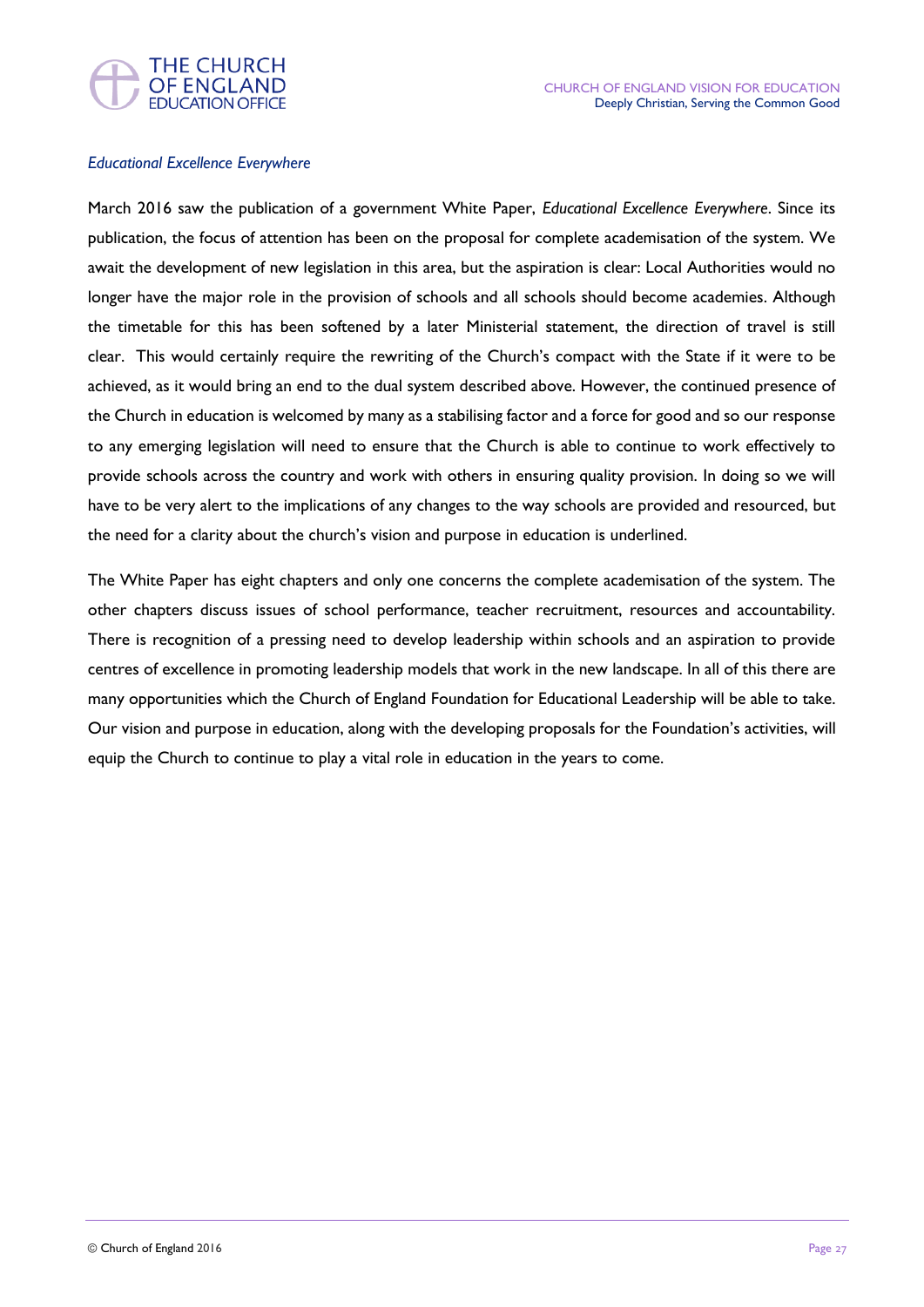### *Educational Excellence Everywhere*

March 2016 saw the publication of a government White Paper, *Educational Excellence Everywhere*. Since its publication, the focus of attention has been on the proposal for complete academisation of the system. We await the development of new legislation in this area, but the aspiration is clear: Local Authorities would no longer have the major role in the provision of schools and all schools should become academies. Although the timetable for this has been softened by a later Ministerial statement, the direction of travel is still clear. This would certainly require the rewriting of the Church's compact with the State if it were to be achieved, as it would bring an end to the dual system described above. However, the continued presence of the Church in education is welcomed by many as a stabilising factor and a force for good and so our response to any emerging legislation will need to ensure that the Church is able to continue to work effectively to provide schools across the country and work with others in ensuring quality provision. In doing so we will have to be very alert to the implications of any changes to the way schools are provided and resourced, but the need for a clarity about the church's vision and purpose in education is underlined.

The White Paper has eight chapters and only one concerns the complete academisation of the system. The other chapters discuss issues of school performance, teacher recruitment, resources and accountability. There is recognition of a pressing need to develop leadership within schools and an aspiration to provide centres of excellence in promoting leadership models that work in the new landscape. In all of this there are many opportunities which the Church of England Foundation for Educational Leadership will be able to take. Our vision and purpose in education, along with the developing proposals for the Foundation's activities, will equip the Church to continue to play a vital role in education in the years to come.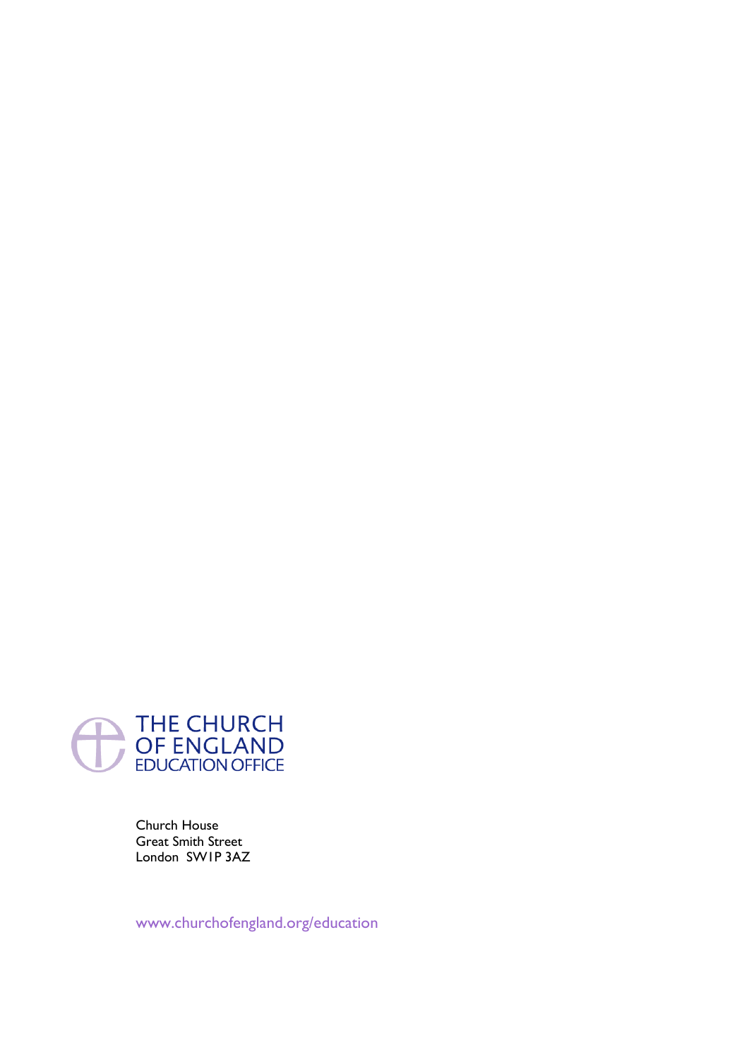THE CHURCH
OF ENGLAND
EDUCATION OFFICE

Church House
Great Smith Street
London SW1P 3AZ

www.churchofengland.org/education